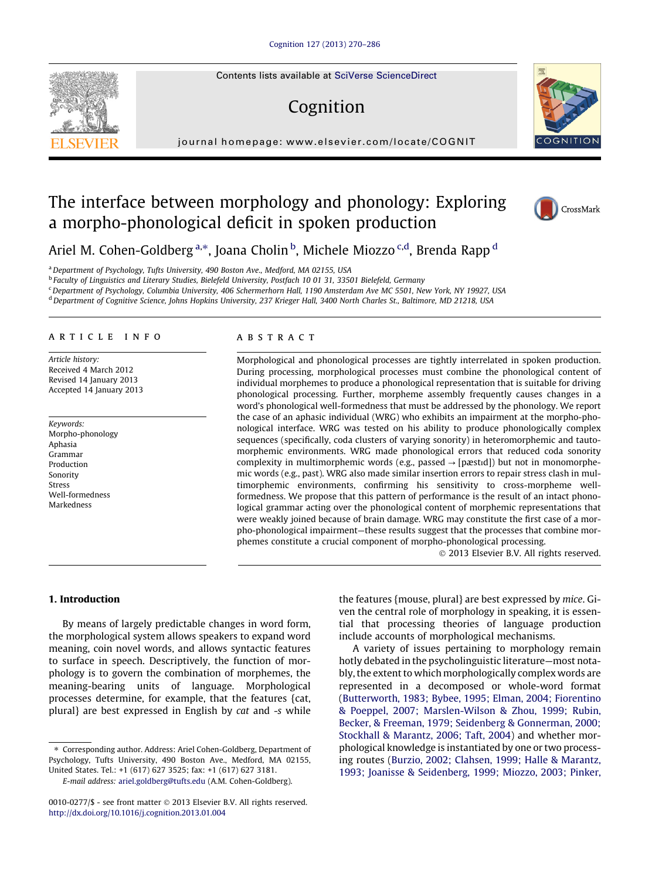# The interface between morphology and phonology: Exploring a morpho-phonological deficit in spoken production

Ariel M. Cohen-Goldberg [a,*], Joana Cholin [b], Michele Miozzo [c,d], Brenda Rapp [d]

[a] Department of Psychology, Tufts University, 490 Boston Ave., Medford, MA 02155, USA
[b] Faculty of Linguistics and Literary Studies, Bielefeld University, Postfach 10 01 31, 33501 Bielefeld, Germany
[c] Department of Psychology, Columbia University, 406 Schermerhorn Hall, 1190 Amsterdam Ave MC 5501, New York, NY 19927, USA
[d] Department of Cognitive Science, Johns Hopkins University, 237 Krieger Hall, 3400 North Charles St., Baltimore, MD 21218, USA

## ARTICLE INFO

*Article history:*
Received 4 March 2012
Revised 14 January 2013
Accepted 14 January 2013

*Keywords:*
Morpho-phonology
Aphasia
Grammar
Production
Sonority
Stress
Well-formedness
Markedness

## ABSTRACT

Morphological and phonological processes are tightly interrelated in spoken production. During processing, morphological processes must combine the phonological content of individual morphemes to produce a phonological representation that is suitable for driving phonological processing. Further, morpheme assembly frequently causes changes in a word's phonological well-formedness that must be addressed by the phonology. We report the case of an aphasic individual (WRG) who exhibits an impairment at the morpho-phonological interface. WRG was tested on his ability to produce phonologically complex sequences (specifically, coda clusters of varying sonority) in heteromorphemic and tautomorphemic environments. WRG made phonological errors that reduced coda sonority complexity in multimorphemic words (e.g., passed → [pæstɪd]) but not in monomorphemic words (e.g., past). WRG also made similar insertion errors to repair stress clash in multimorphemic environments, confirming his sensitivity to cross-morpheme well-formedness. We propose that this pattern of performance is the result of an intact phonological grammar acting over the phonological content of morphemic representations that were weakly joined because of brain damage. WRG may constitute the first case of a morpho-phonological impairment—these results suggest that the processes that combine morphemes constitute a crucial component of morpho-phonological processing.

© 2013 Elsevier B.V. All rights reserved.

## 1. Introduction

By means of largely predictable changes in word form, the morphological system allows speakers to expand word meaning, coin novel words, and allows syntactic features to surface in speech. Descriptively, the function of morphology is to govern the combination of morphemes, the meaning-bearing units of language. Morphological processes determine, for example, that the features {cat, plural} are best expressed in English by *cat* and *-s* while the features {mouse, plural} are best expressed by *mice*. Given the central role of morphology in speaking, it is essential that processing theories of language production include accounts of morphological mechanisms.

A variety of issues pertaining to morphology remain hotly debated in the psycholinguistic literature—most notably, the extent to which morphologically complex words are represented in a decomposed or whole-word format (Butterworth, 1983; Bybee, 1995; Elman, 2004; Fiorentino & Poeppel, 2007; Marslen-Wilson & Zhou, 1999; Rubin, Becker, & Freeman, 1979; Seidenberg & Gonnerman, 2000; Stockhall & Marantz, 2006; Taft, 2004) and whether morphological knowledge is instantiated by one or two processing routes (Burzio, 2002; Clahsen, 1999; Halle & Marantz, 1993; Joanisse & Seidenberg, 1999; Miozzo, 2003; Pinker,

* Corresponding author. Address: Ariel Cohen-Goldberg, Department of Psychology, Tufts University, 490 Boston Ave., Medford, MA 02155, United States. Tel.: +1 (617) 627 3525; fax: +1 (617) 627 3181.
E-mail address: ariel.goldberg@tufts.edu (A.M. Cohen-Goldberg).

0010-0277/$ - see front matter © 2013 Elsevier B.V. All rights reserved.
http://dx.doi.org/10.1016/j.cognition.2013.01.004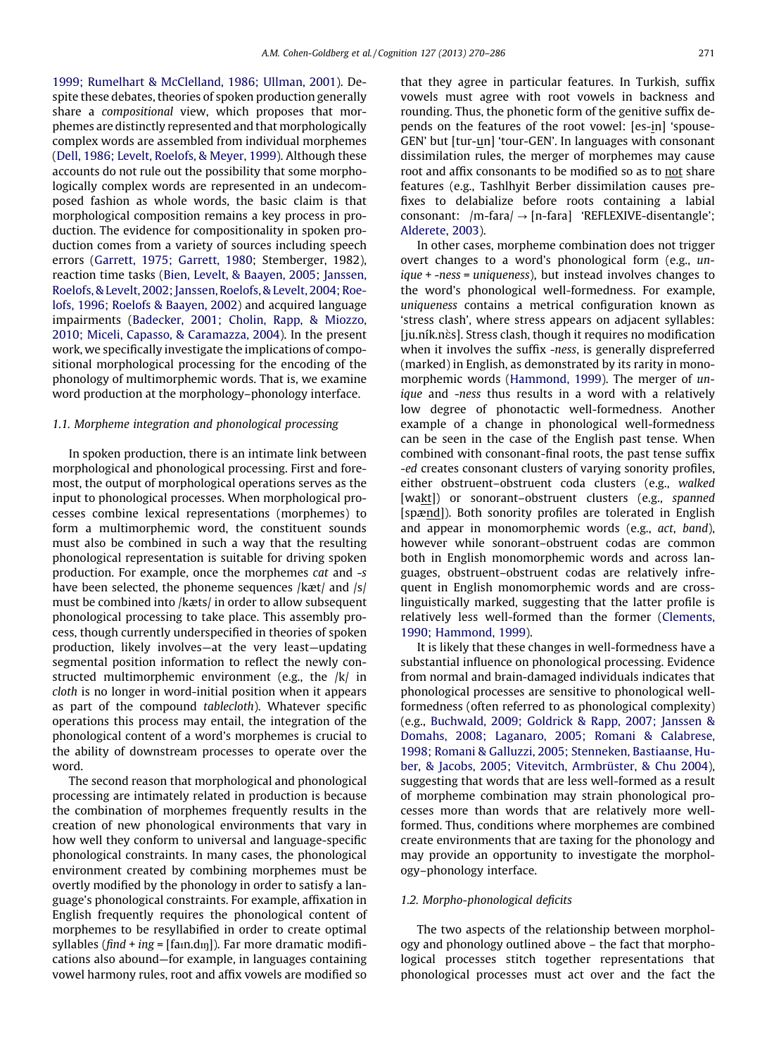1999; Rumelhart & McClelland, 1986; Ullman, 2001). Despite these debates, theories of spoken production generally share a *compositional* view, which proposes that morphemes are distinctly represented and that morphologically complex words are assembled from individual morphemes (Dell, 1986; Levelt, Roelofs, & Meyer, 1999). Although these accounts do not rule out the possibility that some morphologically complex words are represented in an undecomposed fashion as whole words, the basic claim is that morphological composition remains a key process in production. The evidence for compositionality in spoken production comes from a variety of sources including speech errors (Garrett, 1975; Garrett, 1980; Stemberger, 1982), reaction time tasks (Bien, Levelt, & Baayen, 2005; Janssen, Roelofs, & Levelt, 2002; Janssen, Roelofs, & Levelt, 2004; Roelofs, 1996; Roelofs & Baayen, 2002) and acquired language impairments (Badecker, 2001; Cholin, Rapp, & Miozzo, 2010; Miceli, Capasso, & Caramazza, 2004). In the present work, we specifically investigate the implications of compositional morphological processing for the encoding of the phonology of multimorphemic words. That is, we examine word production at the morphology–phonology interface.

### 1.1. Morpheme integration and phonological processing

In spoken production, there is an intimate link between morphological and phonological processing. First and foremost, the output of morphological operations serves as the input to phonological processes. When morphological processes combine lexical representations (morphemes) to form a multimorphemic word, the constituent sounds must also be combined in such a way that the resulting phonological representation is suitable for driving spoken production. For example, once the morphemes *cat* and *-s* have been selected, the phoneme sequences /kæt/ and /s/ must be combined into /kæts/ in order to allow subsequent phonological processing to take place. This assembly process, though currently underspecified in theories of spoken production, likely involves—at the very least—updating segmental position information to reflect the newly constructed multimorphemic environment (e.g., the /k/ in *cloth* is no longer in word-initial position when it appears as part of the compound *tablecloth*). Whatever specific operations this process may entail, the integration of the phonological content of a word's morphemes is crucial to the ability of downstream processes to operate over the word.

The second reason that morphological and phonological processing are intimately related in production is because the combination of morphemes frequently results in the creation of new phonological environments that vary in how well they conform to universal and language-specific phonological constraints. In many cases, the phonological environment created by combining morphemes must be overtly modified by the phonology in order to satisfy a language's phonological constraints. For example, affixation in English frequently requires the phonological content of morphemes to be resyllabified in order to create optimal syllables (*find* + *ing* = [faɪn.dɪŋ]). Far more dramatic modifications also abound—for example, in languages containing vowel harmony rules, root and affix vowels are modified so that they agree in particular features. In Turkish, suffix vowels must agree with root vowels in backness and rounding. Thus, the phonetic form of the genitive suffix depends on the features of the root vowel: [es-i̲n] 'spouse-GEN' but [tur-u̲n] 'tour-GEN'. In languages with consonant dissimilation rules, the merger of morphemes may cause root and affix consonants to be modified so as to not share features (e.g., Tashlhyit Berber dissimilation causes prefixes to delabialize before roots containing a labial consonant: /m-fara/ → [n-fara] 'REFLEXIVE-disentangle'; Alderete, 2003).

In other cases, morpheme combination does not trigger overt changes to a word's phonological form (e.g., *unique* + *-ness* = *uniqueness*), but instead involves changes to the word's phonological well-formedness. For example, *uniqueness* contains a metrical configuration known as 'stress clash', where stress appears on adjacent syllables: [ju.ník.nɛ̀s]. Stress clash, though it requires no modification when it involves the suffix *-ness*, is generally dispreferred (marked) in English, as demonstrated by its rarity in monomorphemic words (Hammond, 1999). The merger of *unique* and *-ness* thus results in a word with a relatively low degree of phonotactic well-formedness. Another example of a change in phonological well-formedness can be seen in the case of the English past tense. When combined with consonant-final roots, the past tense suffix *-ed* creates consonant clusters of varying sonority profiles, either obstruent–obstruent coda clusters (e.g., *walked* [wak̲t̲]) or sonorant–obstruent clusters (e.g., *spanned* [spæn̲d̲]). Both sonority profiles are tolerated in English and appear in monomorphemic words (e.g., *act*, *band*), however while sonorant–obstruent codas are common both in English monomorphemic words and across languages, obstruent–obstruent codas are relatively infrequent in English monomorphemic words and are cross-linguistically marked, suggesting that the latter profile is relatively less well-formed than the former (Clements, 1990; Hammond, 1999).

It is likely that these changes in well-formedness have a substantial influence on phonological processing. Evidence from normal and brain-damaged individuals indicates that phonological processes are sensitive to phonological well-formedness (often referred to as phonological complexity) (e.g., Buchwald, 2009; Goldrick & Rapp, 2007; Janssen & Domahs, 2008; Laganaro, 2005; Romani & Calabrese, 1998; Romani & Galluzzi, 2005; Stenneken, Bastiaanse, Huber, & Jacobs, 2005; Vitevitch, Armbrüster, & Chu 2004), suggesting that words that are less well-formed as a result of morpheme combination may strain phonological processes more than words that are relatively more well-formed. Thus, conditions where morphemes are combined create environments that are taxing for the phonology and may provide an opportunity to investigate the morphology–phonology interface.

### 1.2. Morpho-phonological deficits

The two aspects of the relationship between morphology and phonology outlined above – the fact that morphological processes stitch together representations that phonological processes must act over and the fact the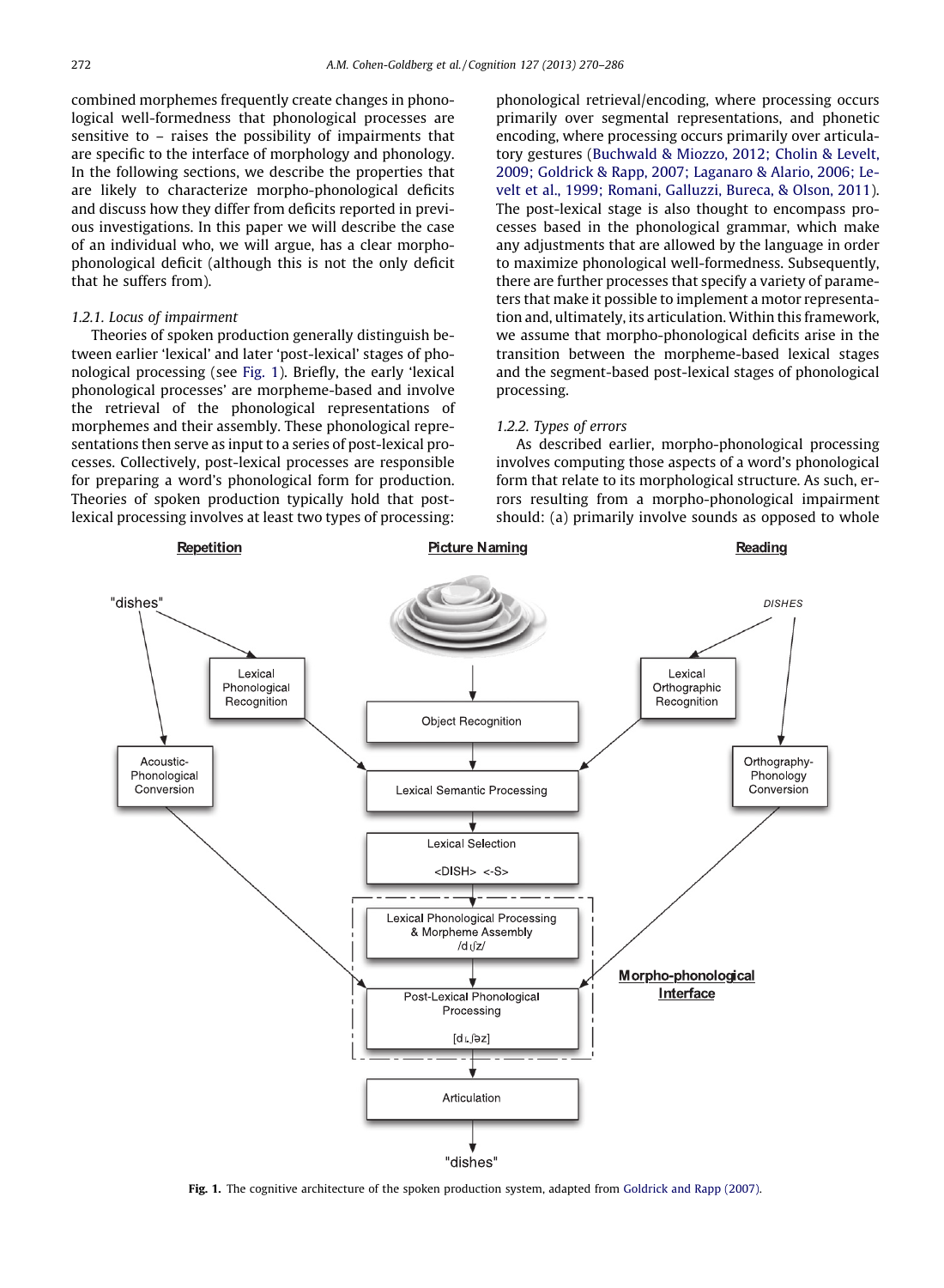combined morphemes frequently create changes in phonological well-formedness that phonological processes are sensitive to – raises the possibility of impairments that are specific to the interface of morphology and phonology. In the following sections, we describe the properties that are likely to characterize morpho-phonological deficits and discuss how they differ from deficits reported in previous investigations. In this paper we will describe the case of an individual who, we will argue, has a clear morpho-phonological deficit (although this is not the only deficit that he suffers from).

#### 1.2.1. Locus of impairment

Theories of spoken production generally distinguish between earlier 'lexical' and later 'post-lexical' stages of phonological processing (see Fig. 1). Briefly, the early 'lexical phonological processes' are morpheme-based and involve the retrieval of the phonological representations of morphemes and their assembly. These phonological representations then serve as input to a series of post-lexical processes. Collectively, post-lexical processes are responsible for preparing a word's phonological form for production. Theories of spoken production typically hold that post-lexical processing involves at least two types of processing: phonological retrieval/encoding, where processing occurs primarily over segmental representations, and phonetic encoding, where processing occurs primarily over articulatory gestures (Buchwald & Miozzo, 2012; Cholin & Levelt, 2009; Goldrick & Rapp, 2007; Laganaro & Alario, 2006; Levelt et al., 1999; Romani, Galluzzi, Bureca, & Olson, 2011). The post-lexical stage is also thought to encompass processes based in the phonological grammar, which make any adjustments that are allowed by the language in order to maximize phonological well-formedness. Subsequently, there are further processes that specify a variety of parameters that make it possible to implement a motor representation and, ultimately, its articulation. Within this framework, we assume that morpho-phonological deficits arise in the transition between the morpheme-based lexical stages and the segment-based post-lexical stages of phonological processing.

#### 1.2.2. Types of errors

As described earlier, morpho-phonological processing involves computing those aspects of a word's phonological form that relate to its morphological structure. As such, errors resulting from a morpho-phonological impairment should: (a) primarily involve sounds as opposed to whole

**Fig. 1.** The cognitive architecture of the spoken production system, adapted from Goldrick and Rapp (2007).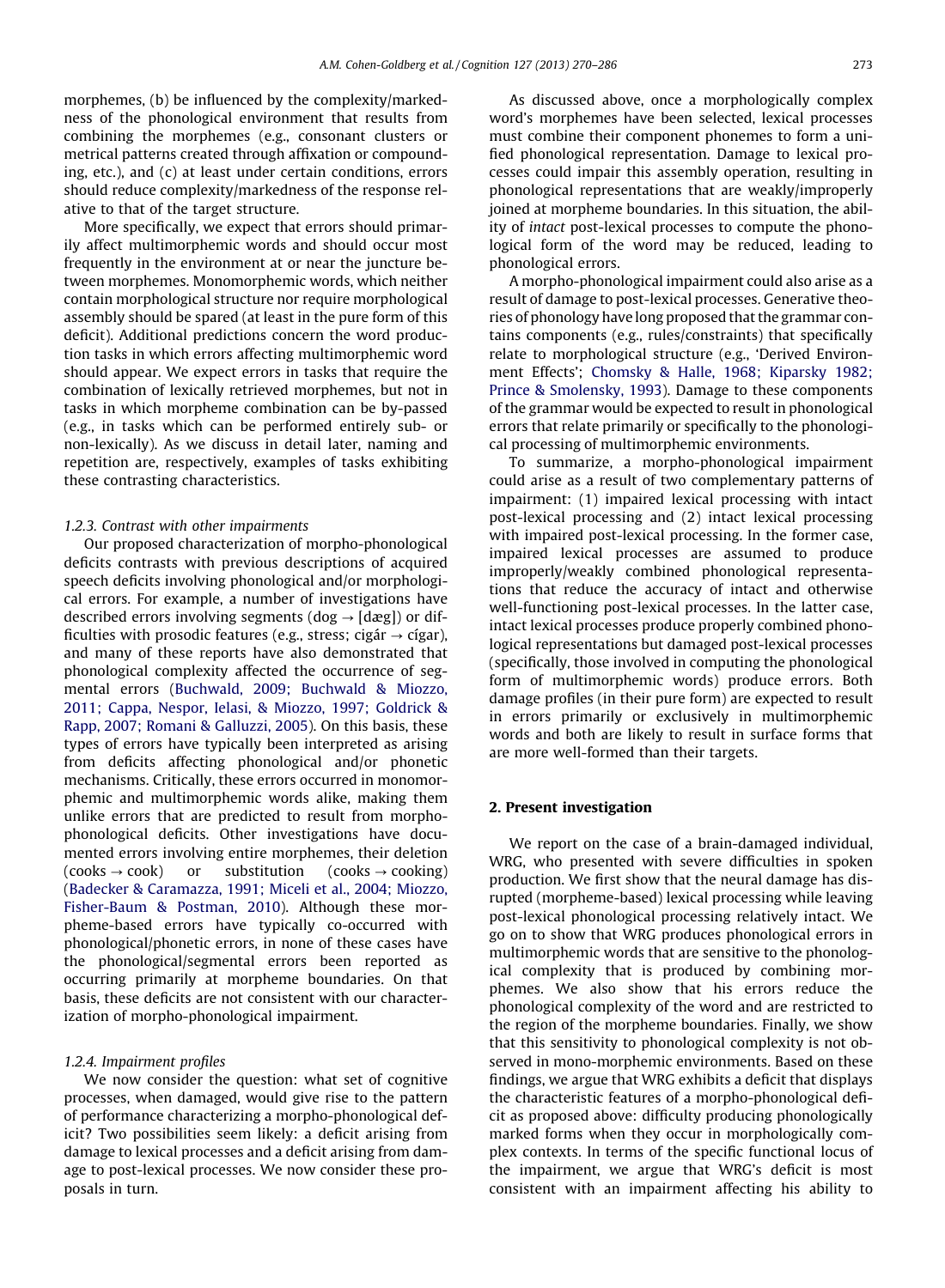morphemes, (b) be influenced by the complexity/markedness of the phonological environment that results from combining the morphemes (e.g., consonant clusters or metrical patterns created through affixation or compounding, etc.), and (c) at least under certain conditions, errors should reduce complexity/markedness of the response relative to that of the target structure.

More specifically, we expect that errors should primarily affect multimorphemic words and should occur most frequently in the environment at or near the juncture between morphemes. Monomorphemic words, which neither contain morphological structure nor require morphological assembly should be spared (at least in the pure form of this deficit). Additional predictions concern the word production tasks in which errors affecting multimorphemic word should appear. We expect errors in tasks that require the combination of lexically retrieved morphemes, but not in tasks in which morpheme combination can be by-passed (e.g., in tasks which can be performed entirely sub- or non-lexically). As we discuss in detail later, naming and repetition are, respectively, examples of tasks exhibiting these contrasting characteristics.

#### 1.2.3. Contrast with other impairments

Our proposed characterization of morpho-phonological deficits contrasts with previous descriptions of acquired speech deficits involving phonological and/or morphological errors. For example, a number of investigations have described errors involving segments (dog → [dæg]) or difficulties with prosodic features (e.g., stress; cigár → cígar), and many of these reports have also demonstrated that phonological complexity affected the occurrence of segmental errors (Buchwald, 2009; Buchwald & Miozzo, 2011; Cappa, Nespor, Ielasi, & Miozzo, 1997; Goldrick & Rapp, 2007; Romani & Galluzzi, 2005). On this basis, these types of errors have typically been interpreted as arising from deficits affecting phonological and/or phonetic mechanisms. Critically, these errors occurred in monomorphemic and multimorphemic words alike, making them unlike errors that are predicted to result from morpho-phonological deficits. Other investigations have documented errors involving entire morphemes, their deletion (cooks → cook) or substitution (cooks → cooking) (Badecker & Caramazza, 1991; Miceli et al., 2004; Miozzo, Fisher-Baum & Postman, 2010). Although these morpheme-based errors have typically co-occurred with phonological/phonetic errors, in none of these cases have the phonological/segmental errors been reported as occurring primarily at morpheme boundaries. On that basis, these deficits are not consistent with our characterization of morpho-phonological impairment.

#### 1.2.4. Impairment profiles

We now consider the question: what set of cognitive processes, when damaged, would give rise to the pattern of performance characterizing a morpho-phonological deficit? Two possibilities seem likely: a deficit arising from damage to lexical processes and a deficit arising from damage to post-lexical processes. We now consider these proposals in turn.

As discussed above, once a morphologically complex word's morphemes have been selected, lexical processes must combine their component phonemes to form a unified phonological representation. Damage to lexical processes could impair this assembly operation, resulting in phonological representations that are weakly/improperly joined at morpheme boundaries. In this situation, the ability of *intact* post-lexical processes to compute the phonological form of the word may be reduced, leading to phonological errors.

A morpho-phonological impairment could also arise as a result of damage to post-lexical processes. Generative theories of phonology have long proposed that the grammar contains components (e.g., rules/constraints) that specifically relate to morphological structure (e.g., 'Derived Environment Effects'; Chomsky & Halle, 1968; Kiparsky 1982; Prince & Smolensky, 1993). Damage to these components of the grammar would be expected to result in phonological errors that relate primarily or specifically to the phonological processing of multimorphemic environments.

To summarize, a morpho-phonological impairment could arise as a result of two complementary patterns of impairment: (1) impaired lexical processing with intact post-lexical processing and (2) intact lexical processing with impaired post-lexical processing. In the former case, impaired lexical processes are assumed to produce improperly/weakly combined phonological representations that reduce the accuracy of intact and otherwise well-functioning post-lexical processes. In the latter case, intact lexical processes produce properly combined phonological representations but damaged post-lexical processes (specifically, those involved in computing the phonological form of multimorphemic words) produce errors. Both damage profiles (in their pure form) are expected to result in errors primarily or exclusively in multimorphemic words and both are likely to result in surface forms that are more well-formed than their targets.

## 2. Present investigation

We report on the case of a brain-damaged individual, WRG, who presented with severe difficulties in spoken production. We first show that the neural damage has disrupted (morpheme-based) lexical processing while leaving post-lexical phonological processing relatively intact. We go on to show that WRG produces phonological errors in multimorphemic words that are sensitive to the phonological complexity that is produced by combining morphemes. We also show that his errors reduce the phonological complexity of the word and are restricted to the region of the morpheme boundaries. Finally, we show that this sensitivity to phonological complexity is not observed in mono-morphemic environments. Based on these findings, we argue that WRG exhibits a deficit that displays the characteristic features of a morpho-phonological deficit as proposed above: difficulty producing phonologically marked forms when they occur in morphologically complex contexts. In terms of the specific functional locus of the impairment, we argue that WRG's deficit is most consistent with an impairment affecting his ability to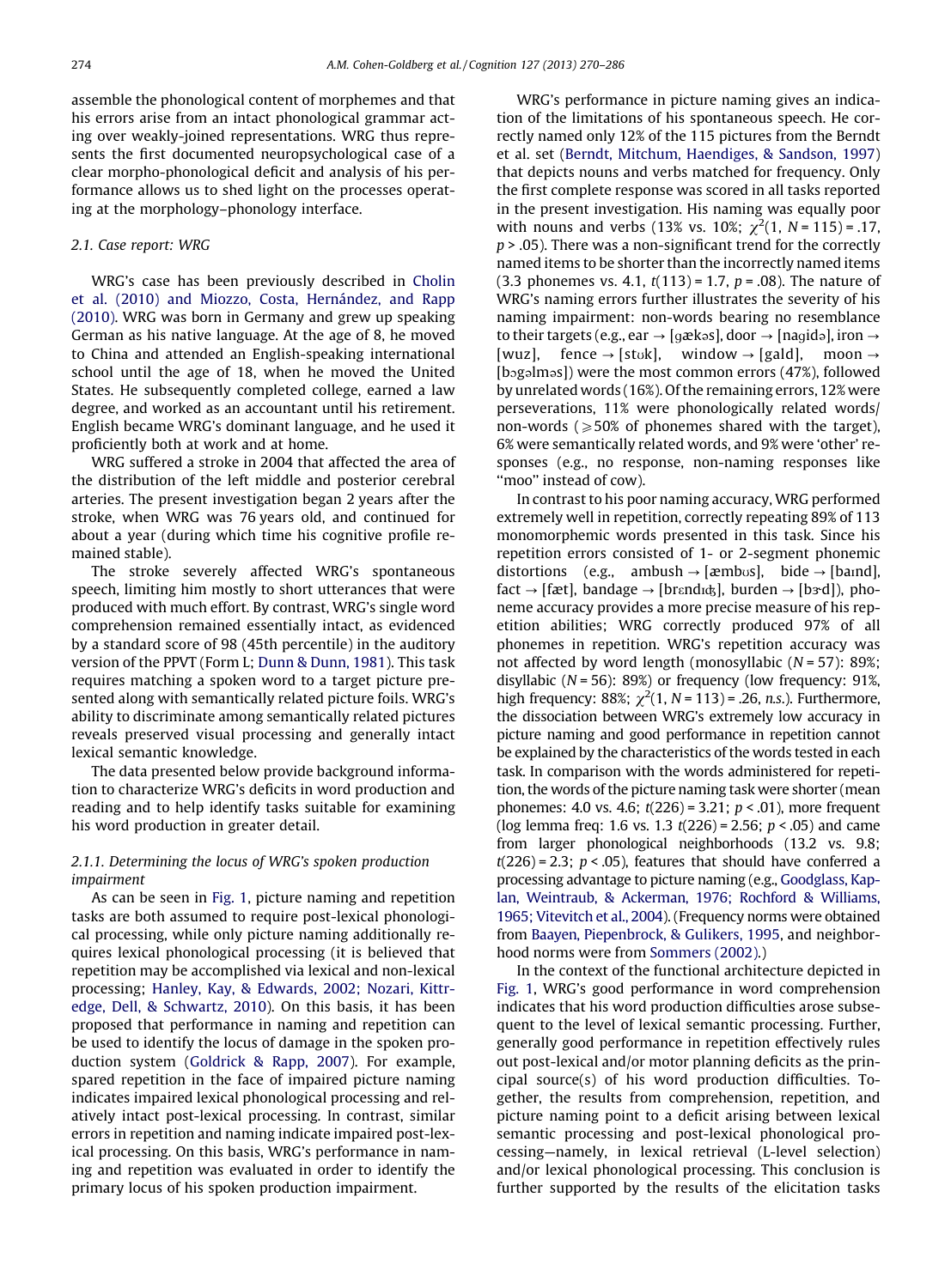assemble the phonological content of morphemes and that his errors arise from an intact phonological grammar acting over weakly-joined representations. WRG thus represents the first documented neuropsychological case of a clear morpho-phonological deficit and analysis of his performance allows us to shed light on the processes operating at the morphology–phonology interface.

### 2.1. Case report: WRG

WRG's case has been previously described in Cholin et al. (2010) and Miozzo, Costa, Hernández, and Rapp (2010). WRG was born in Germany and grew up speaking German as his native language. At the age of 8, he moved to China and attended an English-speaking international school until the age of 18, when he moved the United States. He subsequently completed college, earned a law degree, and worked as an accountant until his retirement. English became WRG's dominant language, and he used it proficiently both at work and at home.

WRG suffered a stroke in 2004 that affected the area of the distribution of the left middle and posterior cerebral arteries. The present investigation began 2 years after the stroke, when WRG was 76 years old, and continued for about a year (during which time his cognitive profile remained stable).

The stroke severely affected WRG's spontaneous speech, limiting him mostly to short utterances that were produced with much effort. By contrast, WRG's single word comprehension remained essentially intact, as evidenced by a standard score of 98 (45th percentile) in the auditory version of the PPVT (Form L; Dunn & Dunn, 1981). This task requires matching a spoken word to a target picture presented along with semantically related picture foils. WRG's ability to discriminate among semantically related pictures reveals preserved visual processing and generally intact lexical semantic knowledge.

The data presented below provide background information to characterize WRG's deficits in word production and reading and to help identify tasks suitable for examining his word production in greater detail.

#### 2.1.1. Determining the locus of WRG's spoken production impairment

As can be seen in Fig. 1, picture naming and repetition tasks are both assumed to require post-lexical phonological processing, while only picture naming additionally requires lexical phonological processing (it is believed that repetition may be accomplished via lexical and non-lexical processing; Hanley, Kay, & Edwards, 2002; Nozari, Kittredge, Dell, & Schwartz, 2010). On this basis, it has been proposed that performance in naming and repetition can be used to identify the locus of damage in the spoken production system (Goldrick & Rapp, 2007). For example, spared repetition in the face of impaired picture naming indicates impaired lexical phonological processing and relatively intact post-lexical processing. In contrast, similar errors in repetition and naming indicate impaired post-lexical processing. On this basis, WRG's performance in naming and repetition was evaluated in order to identify the primary locus of his spoken production impairment.

WRG's performance in picture naming gives an indication of the limitations of his spontaneous speech. He correctly named only 12% of the 115 pictures from the Berndt et al. set (Berndt, Mitchum, Haendiges, & Sandson, 1997) that depicts nouns and verbs matched for frequency. Only the first complete response was scored in all tasks reported in the present investigation. His naming was equally poor with nouns and verbs (13% vs. 10%; $\chi^2(1, N = 115) = .17$, $p > .05$). There was a non-significant trend for the correctly named items to be shorter than the incorrectly named items (3.3 phonemes vs. 4.1, $t(113) = 1.7$, $p = .08$). The nature of WRG's naming errors further illustrates the severity of his naming impairment: non-words bearing no resemblance to their targets (e.g., ear → [ɡækəs], door → [naɡidə], iron → [wuz], fence → [stʊk], window → [gald], moon → [bɔɡəlməs]) were the most common errors (47%), followed by unrelated words (16%). Of the remaining errors, 12% were perseverations, 11% were phonologically related words/non-words (⩾50% of phonemes shared with the target), 6% were semantically related words, and 9% were 'other' responses (e.g., no response, non-naming responses like "moo" instead of cow).

In contrast to his poor naming accuracy, WRG performed extremely well in repetition, correctly repeating 89% of 113 monomorphemic words presented in this task. Since his repetition errors consisted of 1- or 2-segment phonemic distortions (e.g., ambush → [æmbʊs], bide → [baɪnd], fact → [fæt], bandage → [brɛndɪʤ], burden → [bɝd]), phoneme accuracy provides a more precise measure of his repetition abilities; WRG correctly produced 97% of all phonemes in repetition. WRG's repetition accuracy was not affected by word length (monosyllabic ($N = 57$): 89%; disyllabic ($N = 56$): 89%) or frequency (low frequency: 91%, high frequency: 88%; $\chi^2(1, N = 113) = .26$, *n.s.*). Furthermore, the dissociation between WRG's extremely low accuracy in picture naming and good performance in repetition cannot be explained by the characteristics of the words tested in each task. In comparison with the words administered for repetition, the words of the picture naming task were shorter (mean phonemes: 4.0 vs. 4.6; $t(226) = 3.21$; $p < .01$), more frequent (log lemma freq: 1.6 vs. 1.3 $t(226) = 2.56$; $p < .05$) and came from larger phonological neighborhoods (13.2 vs. 9.8; $t(226) = 2.3$; $p < .05$), features that should have conferred a processing advantage to picture naming (e.g., Goodglass, Kaplan, Weintraub, & Ackerman, 1976; Rochford & Williams, 1965; Vitevitch et al., 2004). (Frequency norms were obtained from Baayen, Piepenbrock, & Gulikers, 1995, and neighborhood norms were from Sommers (2002).)

In the context of the functional architecture depicted in Fig. 1, WRG's good performance in word comprehension indicates that his word production difficulties arose subsequent to the level of lexical semantic processing. Further, generally good performance in repetition effectively rules out post-lexical and/or motor planning deficits as the principal source(s) of his word production difficulties. Together, the results from comprehension, repetition, and picture naming point to a deficit arising between lexical semantic processing and post-lexical phonological processing—namely, in lexical retrieval (L-level selection) and/or lexical phonological processing. This conclusion is further supported by the results of the elicitation tasks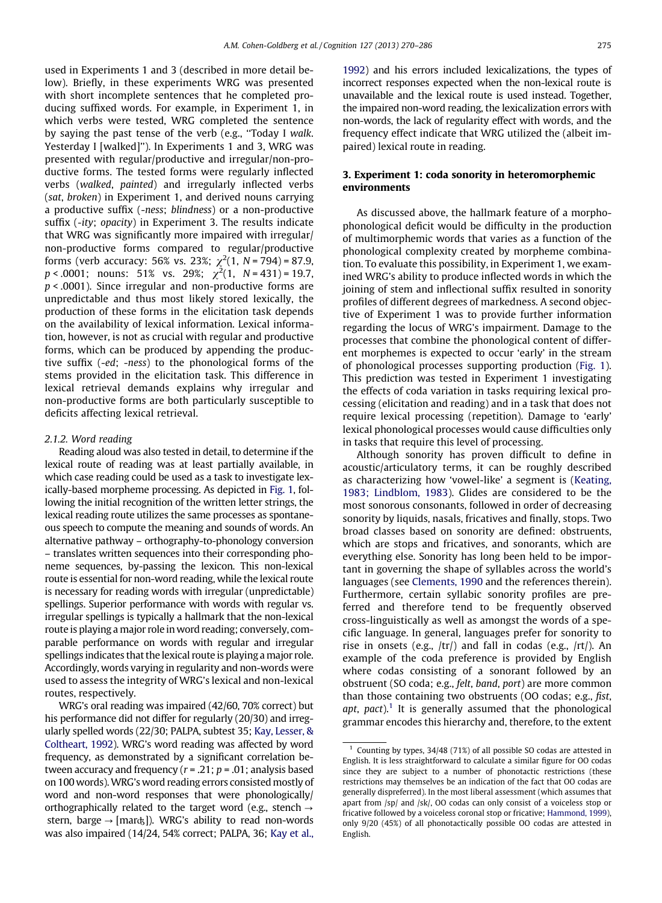used in Experiments 1 and 3 (described in more detail below). Briefly, in these experiments WRG was presented with short incomplete sentences that he completed producing suffixed words. For example, in Experiment 1, in which verbs were tested, WRG completed the sentence by saying the past tense of the verb (e.g., "Today I *walk*. Yesterday I [walked]"). In Experiments 1 and 3, WRG was presented with regular/productive and irregular/non-productive forms. The tested forms were regularly inflected verbs (*walked*, *painted*) and irregularly inflected verbs (*sat*, *broken*) in Experiment 1, and derived nouns carrying a productive suffix (*-ness*; *blindness*) or a non-productive suffix (*-ity*; *opacity*) in Experiment 3. The results indicate that WRG was significantly more impaired with irregular/non-productive forms compared to regular/productive forms (verb accuracy: 56% vs. 23%; $\chi^2(1,\ N = 794) = 87.9$, $p < .0001$; nouns: 51% vs. 29%; $\chi^2(1,\ N = 431) = 19.7$, $p < .0001$). Since irregular and non-productive forms are unpredictable and thus most likely stored lexically, the production of these forms in the elicitation task depends on the availability of lexical information. Lexical information, however, is not as crucial with regular and productive forms, which can be produced by appending the productive suffix (*-ed*; *-ness*) to the phonological forms of the stems provided in the elicitation task. This difference in lexical retrieval demands explains why irregular and non-productive forms are both particularly susceptible to deficits affecting lexical retrieval.

### 2.1.2. Word reading

Reading aloud was also tested in detail, to determine if the lexical route of reading was at least partially available, in which case reading could be used as a task to investigate lexically-based morpheme processing. As depicted in Fig. 1, following the initial recognition of the written letter strings, the lexical reading route utilizes the same processes as spontaneous speech to compute the meaning and sounds of words. An alternative pathway – orthography-to-phonology conversion – translates written sequences into their corresponding phoneme sequences, by-passing the lexicon. This non-lexical route is essential for non-word reading, while the lexical route is necessary for reading words with irregular (unpredictable) spellings. Superior performance with words with regular vs. irregular spellings is typically a hallmark that the non-lexical route is playing a major role in word reading; conversely, comparable performance on words with regular and irregular spellings indicates that the lexical route is playing a major role. Accordingly, words varying in regularity and non-words were used to assess the integrity of WRG's lexical and non-lexical routes, respectively.

WRG's oral reading was impaired (42/60, 70% correct) but his performance did not differ for regularly (20/30) and irregularly spelled words (22/30; PALPA, subtest 35; Kay, Lesser, & Coltheart, 1992). WRG's word reading was affected by word frequency, as demonstrated by a significant correlation between accuracy and frequency ($r = .21$; $p = .01$; analysis based on 100 words). WRG's word reading errors consisted mostly of word and non-word responses that were phonologically/orthographically related to the target word (e.g., stench → stern, barge → [marʤ]). WRG's ability to read non-words was also impaired (14/24, 54% correct; PALPA, 36; Kay et al., 1992) and his errors included lexicalizations, the types of incorrect responses expected when the non-lexical route is unavailable and the lexical route is used instead. Together, the impaired non-word reading, the lexicalization errors with non-words, the lack of regularity effect with words, and the frequency effect indicate that WRG utilized the (albeit impaired) lexical route in reading.

## 3. Experiment 1: coda sonority in heteromorphemic environments

As discussed above, the hallmark feature of a morphophonological deficit would be difficulty in the production of multimorphemic words that varies as a function of the phonological complexity created by morpheme combination. To evaluate this possibility, in Experiment 1, we examined WRG's ability to produce inflected words in which the joining of stem and inflectional suffix resulted in sonority profiles of different degrees of markedness. A second objective of Experiment 1 was to provide further information regarding the locus of WRG's impairment. Damage to the processes that combine the phonological content of different morphemes is expected to occur 'early' in the stream of phonological processes supporting production (Fig. 1). This prediction was tested in Experiment 1 investigating the effects of coda variation in tasks requiring lexical processing (elicitation and reading) and in a task that does not require lexical processing (repetition). Damage to 'early' lexical phonological processes would cause difficulties only in tasks that require this level of processing.

Although sonority has proven difficult to define in acoustic/articulatory terms, it can be roughly described as characterizing how 'vowel-like' a segment is (Keating, 1983; Lindblom, 1983). Glides are considered to be the most sonorous consonants, followed in order of decreasing sonority by liquids, nasals, fricatives and finally, stops. Two broad classes based on sonority are defined: obstruents, which are stops and fricatives, and sonorants, which are everything else. Sonority has long been held to be important in governing the shape of syllables across the world's languages (see Clements, 1990 and the references therein). Furthermore, certain syllabic sonority profiles are preferred and therefore tend to be frequently observed cross-linguistically as well as amongst the words of a specific language. In general, languages prefer for sonority to rise in onsets (e.g., /tr/) and fall in codas (e.g., /rt/). An example of the coda preference is provided by English where codas consisting of a sonorant followed by an obstruent (SO coda; e.g., *felt*, *band*, *port*) are more common than those containing two obstruents (OO codas; e.g., *fist*, *apt*, *pact*).[1] It is generally assumed that the phonological grammar encodes this hierarchy and, therefore, to the extent

---

[1] Counting by types, 34/48 (71%) of all possible SO codas are attested in English. It is less straightforward to calculate a similar figure for OO codas since they are subject to a number of phonotactic restrictions (these restrictions may themselves be an indication of the fact that OO codas are generally dispreferred). In the most liberal assessment (which assumes that apart from /sp/ and /sk/, OO codas can only consist of a voiceless stop or fricative followed by a voiceless coronal stop or fricative; Hammond, 1999), only 9/20 (45%) of all phonotactically possible OO codas are attested in English.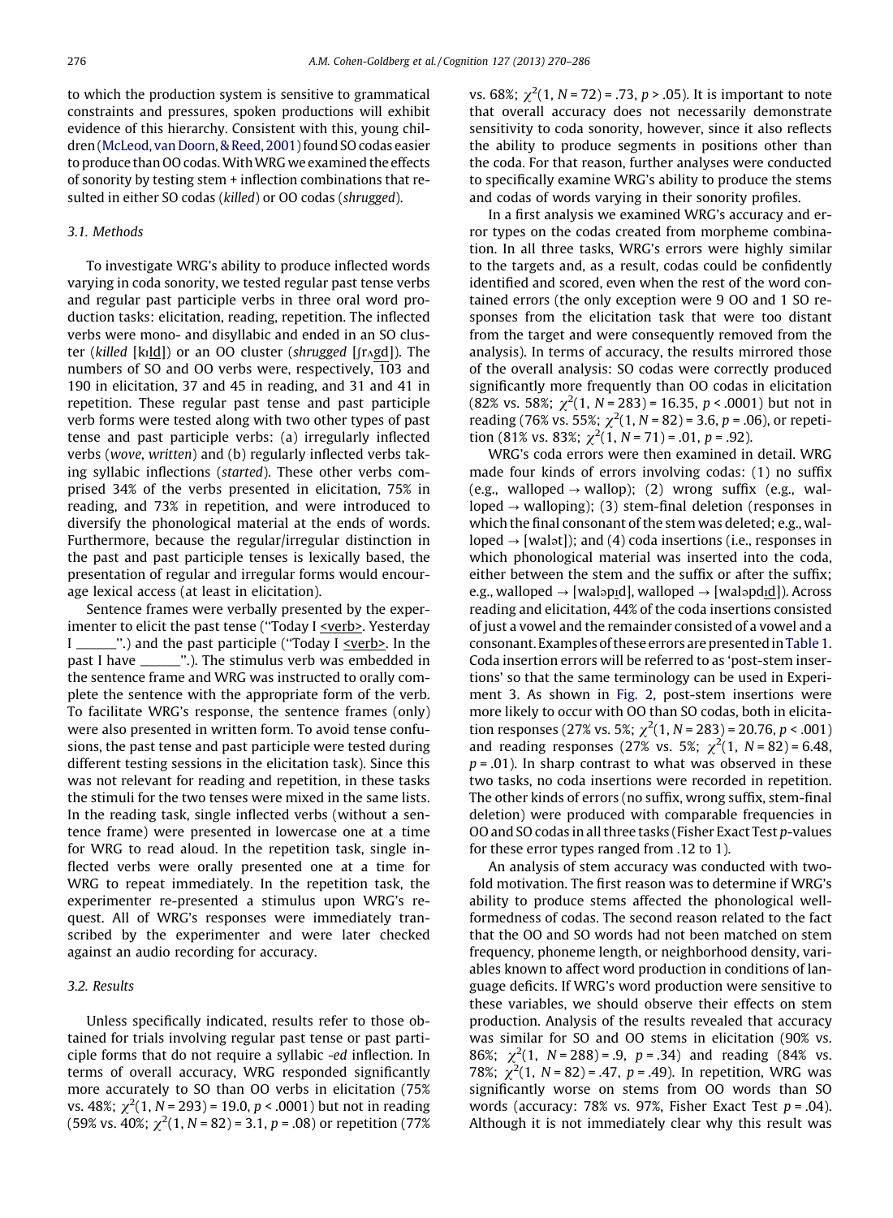to which the production system is sensitive to grammatical constraints and pressures, spoken productions will exhibit evidence of this hierarchy. Consistent with this, young children (McLeod, van Doorn, & Reed, 2001) found SO codas easier to produce than OO codas. With WRG we examined the effects of sonority by testing stem + inflection combinations that resulted in either SO codas (*killed*) or OO codas (*shrugged*).

### 3.1. Methods

To investigate WRG's ability to produce inflected words varying in coda sonority, we tested regular past tense verbs and regular past participle verbs in three oral word production tasks: elicitation, reading, repetition. The inflected verbs were mono- and disyllabic and ended in an SO cluster (*killed* [kɪl͟d͟]) or an OO cluster (*shrugged* [ʃrʌ͟g͟d͟]). The numbers of SO and OO verbs were, respectively, 103 and 190 in elicitation, 37 and 45 in reading, and 31 and 41 in repetition. These regular past tense and past participle verb forms were tested along with two other types of past tense and past participle verbs: (a) irregularly inflected verbs (*wove*, *written*) and (b) regularly inflected verbs taking syllabic inflections (*started*). These other verbs comprised 34% of the verbs presented in elicitation, 75% in reading, and 73% in repetition, and were introduced to diversify the phonological material at the ends of words. Furthermore, because the regular/irregular distinction in the past and past participle tenses is lexically based, the presentation of regular and irregular forms would encourage lexical access (at least in elicitation).

Sentence frames were verbally presented by the experimenter to elicit the past tense ("Today I <verb>. Yesterday I ______".) and the past participle ("Today I <verb>. In the past I have ______".). The stimulus verb was embedded in the sentence frame and WRG was instructed to orally complete the sentence with the appropriate form of the verb. To facilitate WRG's response, the sentence frames (only) were also presented in written form. To avoid tense confusions, the past tense and past participle were tested during different testing sessions in the elicitation task). Since this was not relevant for reading and repetition, in these tasks the stimuli for the two tenses were mixed in the same lists. In the reading task, single inflected verbs (without a sentence frame) were presented in lowercase one at a time for WRG to read aloud. In the repetition task, single inflected verbs were orally presented one at a time for WRG to repeat immediately. In the repetition task, the experimenter re-presented a stimulus upon WRG's request. All of WRG's responses were immediately transcribed by the experimenter and were later checked against an audio recording for accuracy.

### 3.2. Results

Unless specifically indicated, results refer to those obtained for trials involving regular past tense or past participle forms that do not require a syllabic *-ed* inflection. In terms of overall accuracy, WRG responded significantly more accurately to SO than OO verbs in elicitation (75% vs. 48%; $\chi^2(1, N = 293) = 19.0$, $p < .0001$) but not in reading (59% vs. 40%; $\chi^2(1, N = 82) = 3.1$, $p = .08$) or repetition (77% vs. 68%; $\chi^2(1, N = 72) = .73$, $p > .05$). It is important to note that overall accuracy does not necessarily demonstrate sensitivity to coda sonority, however, since it also reflects the ability to produce segments in positions other than the coda. For that reason, further analyses were conducted to specifically examine WRG's ability to produce the stems and codas of words varying in their sonority profiles.

In a first analysis we examined WRG's accuracy and error types on the codas created from morpheme combination. In all three tasks, WRG's errors were highly similar to the targets and, as a result, codas could be confidently identified and scored, even when the rest of the word contained errors (the only exception were 9 OO and 1 SO responses from the elicitation task that were too distant from the target and were consequently removed from the analysis). In terms of accuracy, the results mirrored those of the overall analysis: SO codas were correctly produced significantly more frequently than OO codas in elicitation (82% vs. 58%; $\chi^2(1, N = 283) = 16.35$, $p < .0001$) but not in reading (76% vs. 55%; $\chi^2(1, N = 82) = 3.6$, $p = .06$), or repetition (81% vs. 83%; $\chi^2(1, N = 71) = .01$, $p = .92$).

WRG's coda errors were then examined in detail. WRG made four kinds of errors involving codas: (1) no suffix (e.g., walloped → wallop); (2) wrong suffix (e.g., walloped → walloping); (3) stem-final deletion (responses in which the final consonant of the stem was deleted; e.g., walloped → [waləṯ]); and (4) coda insertions (i.e., responses in which phonological material was inserted into the coda, either between the stem and the suffix or after the suffix; e.g., walloped → [waləp͟ɪ͟d͟], walloped → [waləp͟d͟ɪ͟d͟]). Across reading and elicitation, 44% of the coda insertions consisted of just a vowel and the remainder consisted of a vowel and a consonant. Examples of these errors are presented in Table 1. Coda insertion errors will be referred to as 'post-stem insertions' so that the same terminology can be used in Experiment 3. As shown in Fig. 2, post-stem insertions were more likely to occur with OO than SO codas, both in elicitation responses (27% vs. 5%; $\chi^2(1, N = 283) = 20.76$, $p < .001$) and reading responses (27% vs. 5%; $\chi^2(1, N = 82) = 6.48$, $p = .01$). In sharp contrast to what was observed in these two tasks, no coda insertions were recorded in repetition. The other kinds of errors (no suffix, wrong suffix, stem-final deletion) were produced with comparable frequencies in OO and SO codas in all three tasks (Fisher Exact Test $p$-values for these error types ranged from .12 to 1).

An analysis of stem accuracy was conducted with twofold motivation. The first reason was to determine if WRG's ability to produce stems affected the phonological well-formedness of codas. The second reason related to the fact that the OO and SO words had not been matched on stem frequency, phoneme length, or neighborhood density, variables known to affect word production in conditions of language deficits. If WRG's word production were sensitive to these variables, we should observe their effects on stem production. Analysis of the results revealed that accuracy was similar for SO and OO stems in elicitation (90% vs. 86%; $\chi^2(1, N = 288) = .9$, $p = .34$) and reading (84% vs. 78%; $\chi^2(1, N = 82) = .47$, $p = .49$). In repetition, WRG was significantly worse on stems from OO words than SO words (accuracy: 78% vs. 97%, Fisher Exact Test $p = .04$). Although it is not immediately clear why this result was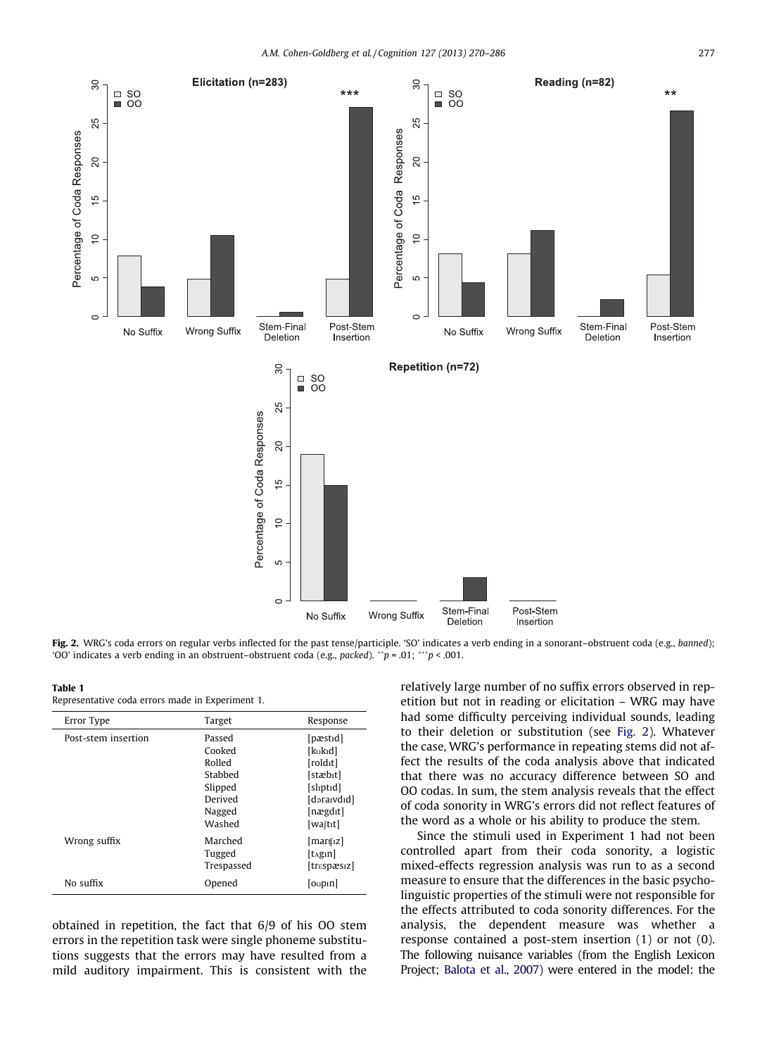**Fig. 2.** WRG's coda errors on regular verbs inflected for the past tense/participle. 'SO' indicates a verb ending in a sonorant–obstruent coda (e.g., *banned*); 'OO' indicates a verb ending in an obstruent–obstruent coda (e.g., *packed*). $^{**}p = .01$; $^{***}p < .001$.

**Table 1**
Representative coda errors made in Experiment 1.

| Error Type | Target | Response |
|---|---|---|
| Post-stem insertion | Passed | [pæstɪd] |
| | Cooked | [kʊkɪd] |
| | Rolled | [roldɪt] |
| | Stabbed | [stæbɪt] |
| | Slipped | [slɪptɪd] |
| | Derived | [dəraɪvdɪd] |
| | Nagged | [nægdɪt] |
| | Washed | [waʃtɪt] |
| Wrong suffix | Marched | [marʧɪz] |
| | Tugged | [tʌgɪn] |
| | Trespassed | [trɛspæsɪz] |
| No suffix | Opened | [oʊpɪn] |

obtained in repetition, the fact that 6/9 of his OO stem errors in the repetition task were single phoneme substitutions suggests that the errors may have resulted from a mild auditory impairment. This is consistent with the relatively large number of no suffix errors observed in repetition but not in reading or elicitation – WRG may have had some difficulty perceiving individual sounds, leading to their deletion or substitution (see Fig. 2). Whatever the case, WRG's performance in repeating stems did not affect the results of the coda analysis above that indicated that there was no accuracy difference between SO and OO codas. In sum, the stem analysis reveals that the effect of coda sonority in WRG's errors did not reflect features of the word as a whole or his ability to produce the stem.

Since the stimuli used in Experiment 1 had not been controlled apart from their coda sonority, a logistic mixed-effects regression analysis was run to as a second measure to ensure that the differences in the basic psycholinguistic properties of the stimuli were not responsible for the effects attributed to coda sonority differences. For the analysis, the dependent measure was whether a response contained a post-stem insertion (1) or not (0). The following nuisance variables (from the English Lexicon Project; Balota et al., 2007) were entered in the model: the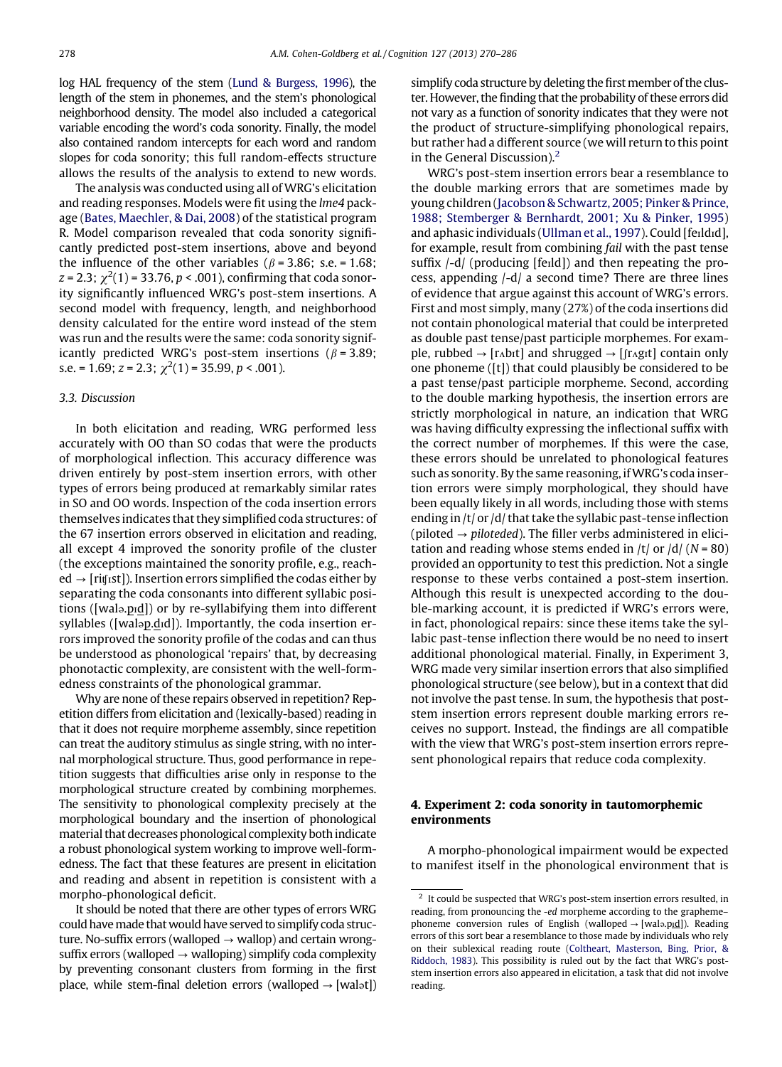log HAL frequency of the stem (Lund & Burgess, 1996), the length of the stem in phonemes, and the stem's phonological neighborhood density. The model also included a categorical variable encoding the word's coda sonority. Finally, the model also contained random intercepts for each word and random slopes for coda sonority; this full random-effects structure allows the results of the analysis to extend to new words.

The analysis was conducted using all of WRG's elicitation and reading responses. Models were fit using the *lme4* package (Bates, Maechler, & Dai, 2008) of the statistical program R. Model comparison revealed that coda sonority significantly predicted post-stem insertions, above and beyond the influence of the other variables ($\beta = 3.86$; s.e. = 1.68; $z = 2.3$; $\chi^2(1) = 33.76$, $p < .001$), confirming that coda sonority significantly influenced WRG's post-stem insertions. A second model with frequency, length, and neighborhood density calculated for the entire word instead of the stem was run and the results were the same: coda sonority significantly predicted WRG's post-stem insertions ($\beta = 3.89$; s.e. = 1.69; $z = 2.3$; $\chi^2(1) = 35.99$, $p < .001$).

### 3.3. Discussion

In both elicitation and reading, WRG performed less accurately with OO than SO codas that were the products of morphological inflection. This accuracy difference was driven entirely by post-stem insertion errors, with other types of errors being produced at remarkably similar rates in SO and OO words. Inspection of the coda insertion errors themselves indicates that they simplified coda structures: of the 67 insertion errors observed in elicitation and reading, all except 4 improved the sonority profile of the cluster (the exceptions maintained the sonority profile, e.g., reached → [riʧɪst]). Insertion errors simplified the codas either by separating the coda consonants into different syllabic positions ([walə.p̲ɪd̲]) or by re-syllabifying them into different syllables ([waləp̲.d̲ɪd]). Importantly, the coda insertion errors improved the sonority profile of the codas and can thus be understood as phonological 'repairs' that, by decreasing phonotactic complexity, are consistent with the well-formedness constraints of the phonological grammar.

Why are none of these repairs observed in repetition? Repetition differs from elicitation and (lexically-based) reading in that it does not require morpheme assembly, since repetition can treat the auditory stimulus as single string, with no internal morphological structure. Thus, good performance in repetition suggests that difficulties arise only in response to the morphological structure created by combining morphemes. The sensitivity to phonological complexity precisely at the morphological boundary and the insertion of phonological material that decreases phonological complexity both indicate a robust phonological system working to improve well-formedness. The fact that these features are present in elicitation and reading and absent in repetition is consistent with a morpho-phonological deficit.

It should be noted that there are other types of errors WRG could have made that would have served to simplify coda structure. No-suffix errors (walloped → wallop) and certain wrong-suffix errors (walloped → walloping) simplify coda complexity by preventing consonant clusters from forming in the first place, while stem-final deletion errors (walloped → [walət]) simplify coda structure by deleting the first member of the cluster. However, the finding that the probability of these errors did not vary as a function of sonority indicates that they were not the product of structure-simplifying phonological repairs, but rather had a different source (we will return to this point in the General Discussion).[2]

WRG's post-stem insertion errors bear a resemblance to the double marking errors that are sometimes made by young children (Jacobson & Schwartz, 2005; Pinker & Prince, 1988; Stemberger & Bernhardt, 2001; Xu & Pinker, 1995) and aphasic individuals (Ullman et al., 1997). Could [feɪldɪd], for example, result from combining *fail* with the past tense suffix /-d/ (producing [feɪld]) and then repeating the process, appending /-d/ a second time? There are three lines of evidence that argue against this account of WRG's errors. First and most simply, many (27%) of the coda insertions did not contain phonological material that could be interpreted as double past tense/past participle morphemes. For example, rubbed → [rʌbɪt] and shrugged → [ʃrʌgɪt] contain only one phoneme ([t]) that could plausibly be considered to be a past tense/past participle morpheme. Second, according to the double marking hypothesis, the insertion errors are strictly morphological in nature, an indication that WRG was having difficulty expressing the inflectional suffix with the correct number of morphemes. If this were the case, these errors should be unrelated to phonological features such as sonority. By the same reasoning, if WRG's coda insertion errors were simply morphological, they should have been equally likely in all words, including those with stems ending in /t/ or /d/ that take the syllabic past-tense inflection (piloted → *piloteded*). The filler verbs administered in elicitation and reading whose stems ended in /t/ or /d/ ($N = 80$) provided an opportunity to test this prediction. Not a single response to these verbs contained a post-stem insertion. Although this result is unexpected according to the double-marking account, it is predicted if WRG's errors were, in fact, phonological repairs: since these items take the syllabic past-tense inflection there would be no need to insert additional phonological material. Finally, in Experiment 3, WRG made very similar insertion errors that also simplified phonological structure (see below), but in a context that did not involve the past tense. In sum, the hypothesis that post-stem insertion errors represent double marking errors receives no support. Instead, the findings are all compatible with the view that WRG's post-stem insertion errors represent phonological repairs that reduce coda complexity.

## 4. Experiment 2: coda sonority in tautomorphemic environments

A morpho-phonological impairment would be expected to manifest itself in the phonological environment that is

[2] It could be suspected that WRG's post-stem insertion errors resulted, in reading, from pronouncing the *-ed* morpheme according to the grapheme–phoneme conversion rules of English (walloped → [walə.p̲ɪd̲]). Reading errors of this sort bear a resemblance to those made by individuals who rely on their sublexical reading route (Coltheart, Masterson, Bing, Prior, & Riddoch, 1983). This possibility is ruled out by the fact that WRG's post-stem insertion errors also appeared in elicitation, a task that did not involve reading.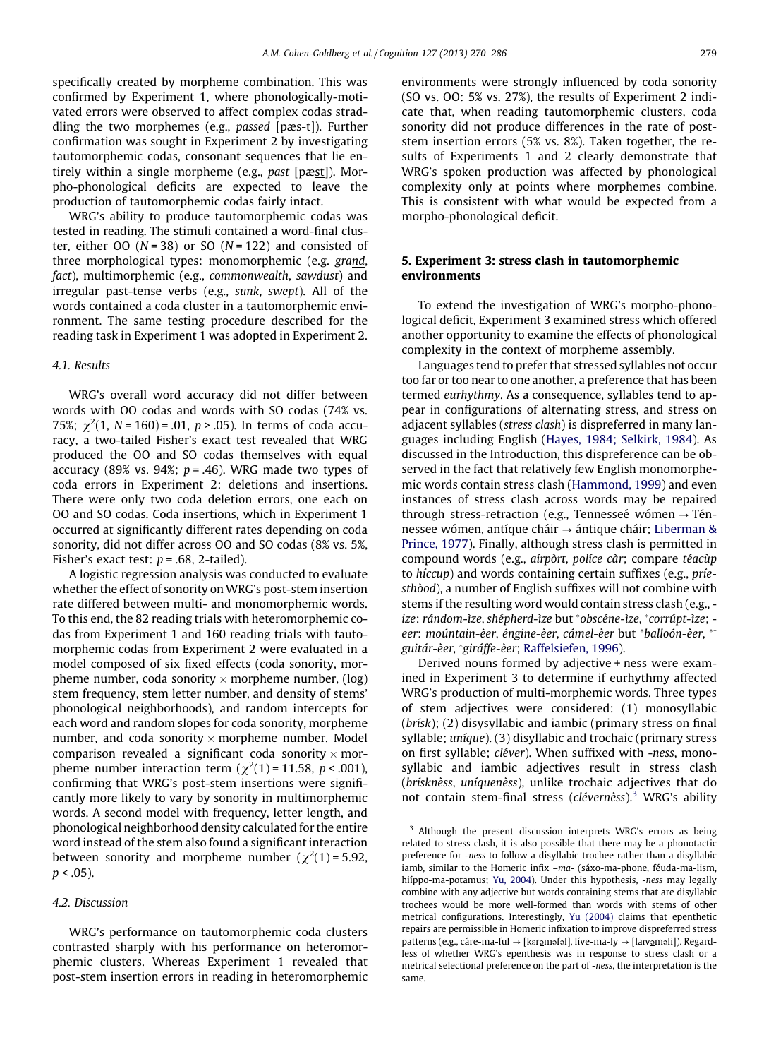specifically created by morpheme combination. This was confirmed by Experiment 1, where phonologically-motivated errors were observed to affect complex codas straddling the two morphemes (e.g., *passed* [pæs-t]). Further confirmation was sought in Experiment 2 by investigating tautomorphemic codas, consonant sequences that lie entirely within a single morpheme (e.g., *past* [pæst]). Morpho-phonological deficits are expected to leave the production of tautomorphemic codas fairly intact.

WRG's ability to produce tautomorphemic codas was tested in reading. The stimuli contained a word-final cluster, either OO ($N = 38$) or SO ($N = 122$) and consisted of three morphological types: monomorphemic (e.g. *gra<u>nd</u>*, *fa<u>ct</u>*), multimorphemic (e.g., *commonwea<u>lth</u>*, *sawdu<u>st</u>*) and irregular past-tense verbs (e.g., *su<u>nk</u>*, *swe<u>pt</u>*). All of the words contained a coda cluster in a tautomorphemic environment. The same testing procedure described for the reading task in Experiment 1 was adopted in Experiment 2.

### 4.1. Results

WRG's overall word accuracy did not differ between words with OO codas and words with SO codas (74% vs. 75%; $\chi^2(1, N = 160) = .01$, $p > .05$). In terms of coda accuracy, a two-tailed Fisher's exact test revealed that WRG produced the OO and SO codas themselves with equal accuracy (89% vs. 94%; $p = .46$). WRG made two types of coda errors in Experiment 2: deletions and insertions. There were only two coda deletion errors, one each on OO and SO codas. Coda insertions, which in Experiment 1 occurred at significantly different rates depending on coda sonority, did not differ across OO and SO codas (8% vs. 5%, Fisher's exact test: $p = .68$, 2-tailed).

A logistic regression analysis was conducted to evaluate whether the effect of sonority on WRG's post-stem insertion rate differed between multi- and monomorphemic words. To this end, the 82 reading trials with heteromorphemic codas from Experiment 1 and 160 reading trials with tautomorphemic codas from Experiment 2 were evaluated in a model composed of six fixed effects (coda sonority, morpheme number, coda sonority × morpheme number, (log) stem frequency, stem letter number, and density of stems' phonological neighborhoods), and random intercepts for each word and random slopes for coda sonority, morpheme number, and coda sonority × morpheme number. Model comparison revealed a significant coda sonority × morpheme number interaction term ($\chi^2(1) = 11.58$, $p < .001$), confirming that WRG's post-stem insertions were significantly more likely to vary by sonority in multimorphemic words. A second model with frequency, letter length, and phonological neighborhood density calculated for the entire word instead of the stem also found a significant interaction between sonority and morpheme number ($\chi^2(1) = 5.92$, $p < .05$).

### 4.2. Discussion

WRG's performance on tautomorphemic coda clusters contrasted sharply with his performance on heteromorphemic clusters. Whereas Experiment 1 revealed that post-stem insertion errors in reading in heteromorphemic environments were strongly influenced by coda sonority (SO vs. OO: 5% vs. 27%), the results of Experiment 2 indicate that, when reading tautomorphemic clusters, coda sonority did not produce differences in the rate of post-stem insertion errors (5% vs. 8%). Taken together, the results of Experiments 1 and 2 clearly demonstrate that WRG's spoken production was affected by phonological complexity only at points where morphemes combine. This is consistent with what would be expected from a morpho-phonological deficit.

## 5. Experiment 3: stress clash in tautomorphemic environments

To extend the investigation of WRG's morpho-phonological deficit, Experiment 3 examined stress which offered another opportunity to examine the effects of phonological complexity in the context of morpheme assembly.

Languages tend to prefer that stressed syllables not occur too far or too near to one another, a preference that has been termed *eurhythmy*. As a consequence, syllables tend to appear in configurations of alternating stress, and stress on adjacent syllables (*stress clash*) is dispreferred in many languages including English (Hayes, 1984; Selkirk, 1984). As discussed in the Introduction, this dispreference can be observed in the fact that relatively few English monomorphemic words contain stress clash (Hammond, 1999) and even instances of stress clash across words may be repaired through stress-retraction (e.g., Tennesseé wómen → Ténnessee wómen, antíque cháir → ántique cháir; Liberman & Prince, 1977). Finally, although stress clash is permitted in compound words (e.g., *aírpòrt*, *políce càr*; compare *téacùp* to *híccup*) and words containing certain suffixes (e.g., *príesthòod*), a number of English suffixes will not combine with stems if the resulting word would contain stress clash (e.g., *-ize*: *rándom-ìze*, *shépherd-ìze* but *\*obscéne-ìze*, *\*corrúpt-ìze*; *-eer*: *moúntain-èer*, *éngine-èer*, *cámel-èer* but *\*balloón-èer*, *\*guitár-èer*, *\*giráffe-èer*; Raffelsiefen, 1996).

Derived nouns formed by adjective + ness were examined in Experiment 3 to determine if eurhythmy affected WRG's production of multi-morphemic words. Three types of stem adjectives were considered: (1) monosyllabic (*brísk*); (2) disysyllabic and iambic (primary stress on final syllable; *uníque*). (3) disyllabic and trochaic (primary stress on first syllable; *cléver*). When suffixed with *-ness*, monosyllabic and iambic adjectives result in stress clash (*brísknèss*, *uníquenèss*), unlike trochaic adjectives that do not contain stem-final stress (*clévernèss*).[3] WRG's ability

[3] Although the present discussion interprets WRG's errors as being related to stress clash, it is also possible that there may be a phonotactic preference for *-ness* to follow a disyllabic trochee rather than a disyllabic iamb, similar to the Homeric infix *–ma-* (sáxo-ma-phone, féuda-ma-lism, híppo-ma-potamus; Yu, 2004). Under this hypothesis, *-ness* may legally combine with any adjective but words containing stems that are disyllabic trochees would be more well-formed than words with stems of other metrical configurations. Interestingly, Yu (2004) claims that epenthetic repairs are permissible in Homeric infixation to improve dispreferred stress patterns (e.g., cáre-ma-ful → [kɛɾə̲məfəl], líve-ma-ly → [laɪvə̲məli]). Regardless of whether WRG's epenthesis was in response to stress clash or a metrical selectional preference on the part of *-ness*, the interpretation is the same.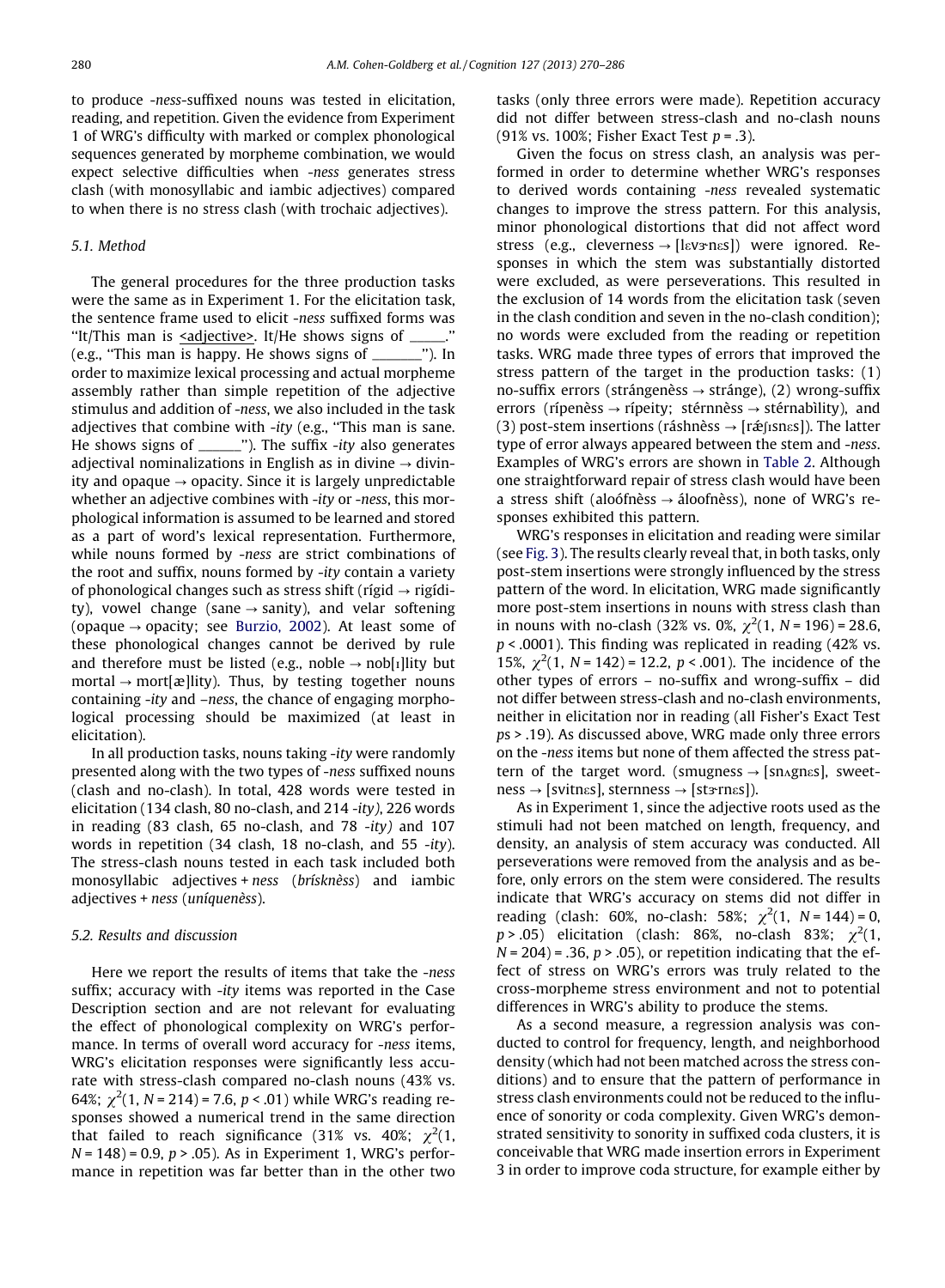to produce *-ness*-suffixed nouns was tested in elicitation, reading, and repetition. Given the evidence from Experiment 1 of WRG's difficulty with marked or complex phonological sequences generated by morpheme combination, we would expect selective difficulties when *-ness* generates stress clash (with monosyllabic and iambic adjectives) compared to when there is no stress clash (with trochaic adjectives).

### 5.1. Method

The general procedures for the three production tasks were the same as in Experiment 1. For the elicitation task, the sentence frame used to elicit *-ness* suffixed forms was "It/This man is <u>&lt;adjective&gt;</u>. It/He shows signs of _____." (e.g., "This man is happy. He shows signs of _______"). In order to maximize lexical processing and actual morpheme assembly rather than simple repetition of the adjective stimulus and addition of *-ness*, we also included in the task adjectives that combine with *-ity* (e.g., "This man is sane. He shows signs of ______"). The suffix *-ity* also generates adjectival nominalizations in English as in divine → divinity and opaque → opacity. Since it is largely unpredictable whether an adjective combines with *-ity* or *-ness*, this morphological information is assumed to be learned and stored as a part of word's lexical representation. Furthermore, while nouns formed by *-ness* are strict combinations of the root and suffix, nouns formed by *-ity* contain a variety of phonological changes such as stress shift (rígid → rigídity), vowel change (sane → sanity), and velar softening (opaque → opacity; see Burzio, 2002). At least some of these phonological changes cannot be derived by rule and therefore must be listed (e.g., noble → nob[ɪ]lity but mortal → mort[æ]lity). Thus, by testing together nouns containing *-ity* and *–ness*, the chance of engaging morphological processing should be maximized (at least in elicitation).

In all production tasks, nouns taking *-ity* were randomly presented along with the two types of *-ness* suffixed nouns (clash and no-clash). In total, 428 words were tested in elicitation (134 clash, 80 no-clash, and 214 *-ity)*, 226 words in reading (83 clash, 65 no-clash, and 78 *-ity)* and 107 words in repetition (34 clash, 18 no-clash, and 55 *-ity*). The stress-clash nouns tested in each task included both monosyllabic adjectives + *ness* (*brísknèss*) and iambic adjectives + *ness* (*uníquenèss*).

### 5.2. Results and discussion

Here we report the results of items that take the *-ness* suffix; accuracy with *-ity* items was reported in the Case Description section and are not relevant for evaluating the effect of phonological complexity on WRG's performance. In terms of overall word accuracy for *-ness* items, WRG's elicitation responses were significantly less accurate with stress-clash compared no-clash nouns (43% vs. 64%; $\chi^2(1, N = 214) = 7.6$, $p < .01$) while WRG's reading responses showed a numerical trend in the same direction that failed to reach significance (31% vs. 40%; $\chi^2(1, N = 148) = 0.9$, $p > .05$). As in Experiment 1, WRG's performance in repetition was far better than in the other two tasks (only three errors were made). Repetition accuracy did not differ between stress-clash and no-clash nouns (91% vs. 100%; Fisher Exact Test $p = .3$).

Given the focus on stress clash, an analysis was performed in order to determine whether WRG's responses to derived words containing *-ness* revealed systematic changes to improve the stress pattern. For this analysis, minor phonological distortions that did not affect word stress (e.g., cleverness → [lɛvɚnɛs]) were ignored. Responses in which the stem was substantially distorted were excluded, as were perseverations. This resulted in the exclusion of 14 words from the elicitation task (seven in the clash condition and seven in the no-clash condition); no words were excluded from the reading or repetition tasks. WRG made three types of errors that improved the stress pattern of the target in the production tasks: (1) no-suffix errors (strángenèss → stránge), (2) wrong-suffix errors (rípenèss → rípeity; stérnnèss → stérnabìlity), and (3) post-stem insertions (ráshnèss → [rǽʃɪsnɛs]). The latter type of error always appeared between the stem and *-ness*. Examples of WRG's errors are shown in Table 2. Although one straightforward repair of stress clash would have been a stress shift (aloófnèss → áloofnèss), none of WRG's responses exhibited this pattern.

WRG's responses in elicitation and reading were similar (see Fig. 3). The results clearly reveal that, in both tasks, only post-stem insertions were strongly influenced by the stress pattern of the word. In elicitation, WRG made significantly more post-stem insertions in nouns with stress clash than in nouns with no-clash (32% vs. 0%, $\chi^2(1, N = 196) = 28.6$, $p < .0001$). This finding was replicated in reading (42% vs. 15%, $\chi^2(1, N = 142) = 12.2$, $p < .001$). The incidence of the other types of errors – no-suffix and wrong-suffix – did not differ between stress-clash and no-clash environments, neither in elicitation nor in reading (all Fisher's Exact Test *p*s > .19). As discussed above, WRG made only three errors on the *-ness* items but none of them affected the stress pattern of the target word. (smugness → [snʌgnɛs], sweetness → [svitnɛs], sternness → [stɚrnɛs]).

As in Experiment 1, since the adjective roots used as the stimuli had not been matched on length, frequency, and density, an analysis of stem accuracy was conducted. All perseverations were removed from the analysis and as before, only errors on the stem were considered. The results indicate that WRG's accuracy on stems did not differ in reading (clash: 60%, no-clash: 58%; $\chi^2(1, N = 144) = 0$, $p > .05$) elicitation (clash: 86%, no-clash 83%; $\chi^2(1, N = 204) = .36$, $p > .05$), or repetition indicating that the effect of stress on WRG's errors was truly related to the cross-morpheme stress environment and not to potential differences in WRG's ability to produce the stems.

As a second measure, a regression analysis was conducted to control for frequency, length, and neighborhood density (which had not been matched across the stress conditions) and to ensure that the pattern of performance in stress clash environments could not be reduced to the influence of sonority or coda complexity. Given WRG's demonstrated sensitivity to sonority in suffixed coda clusters, it is conceivable that WRG made insertion errors in Experiment 3 in order to improve coda structure, for example either by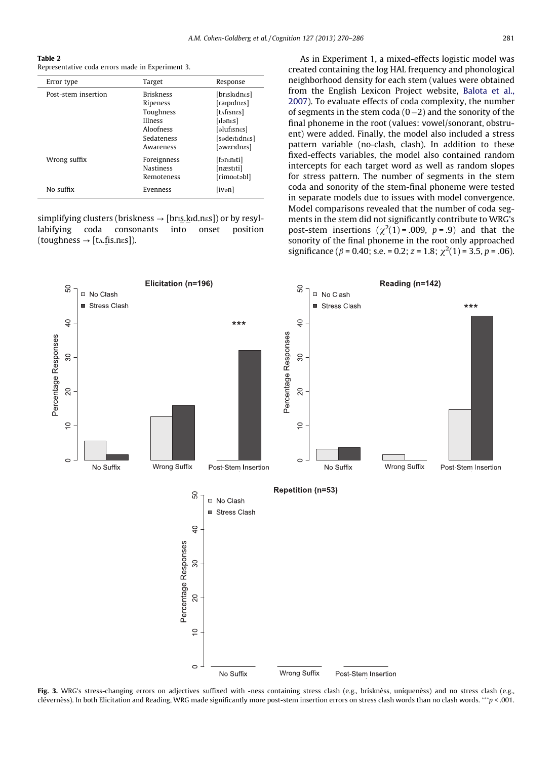**Table 2**
Representative coda errors made in Experiment 3.

| Error type | Target | Response |
|---|---|---|
| Post-stem insertion | Briskness | [brɪskɪdnɛs] |
| | Ripeness | [raɪpɪdnɛs] |
| | Toughness | [tʌfɪsnɛs] |
| | Illness | [ɪlənɛs] |
| | Aloofness | [əlufɪsnɛs] |
| | Sedateness | [sədeɪtɪdnɛs] |
| | Awareness | [əwɛrɪdnɛs] |
| Wrong suffix | Foreignness | [fɔrɛnɪti] |
| | Nastiness | [næstɪti] |
| | Remoteness | [rimoʊtəbl] |
| No suffix | Evenness | [ivən] |

simplifying clusters (briskness → [brɪs̱.ḵɪd.nɛs]) or by resyllabifying coda consonants into onset position (toughness → [tʌ.f̱ɪs.nɛs]).

As in Experiment 1, a mixed-effects logistic model was created containing the log HAL frequency and phonological neighborhood density for each stem (values were obtained from the English Lexicon Project website, Balota et al., 2007). To evaluate effects of coda complexity, the number of segments in the stem coda (0–2) and the sonority of the final phoneme in the root (values: vowel/sonorant, obstruent) were added. Finally, the model also included a stress pattern variable (no-clash, clash). In addition to these fixed-effects variables, the model also contained random intercepts for each target word as well as random slopes for stress pattern. The number of segments in the stem coda and sonority of the stem-final phoneme were tested in separate models due to issues with model convergence. Model comparisons revealed that the number of coda segments in the stem did not significantly contribute to WRG's post-stem insertions ($\chi^2(1) = .009$, $p = .9$) and that the sonority of the final phoneme in the root only approached significance ($\beta = 0.40$; s.e. = 0.2; $z = 1.8$; $\chi^2(1) = 3.5$, $p = .06$).

**Fig. 3.** WRG's stress-changing errors on adjectives suffixed with -ness containing stress clash (e.g., brísknèss, uníquenèss) and no stress clash (e.g., clévernèss). In both Elicitation and Reading, WRG made significantly more post-stem insertion errors on stress clash words than no clash words. ***$p < .001$.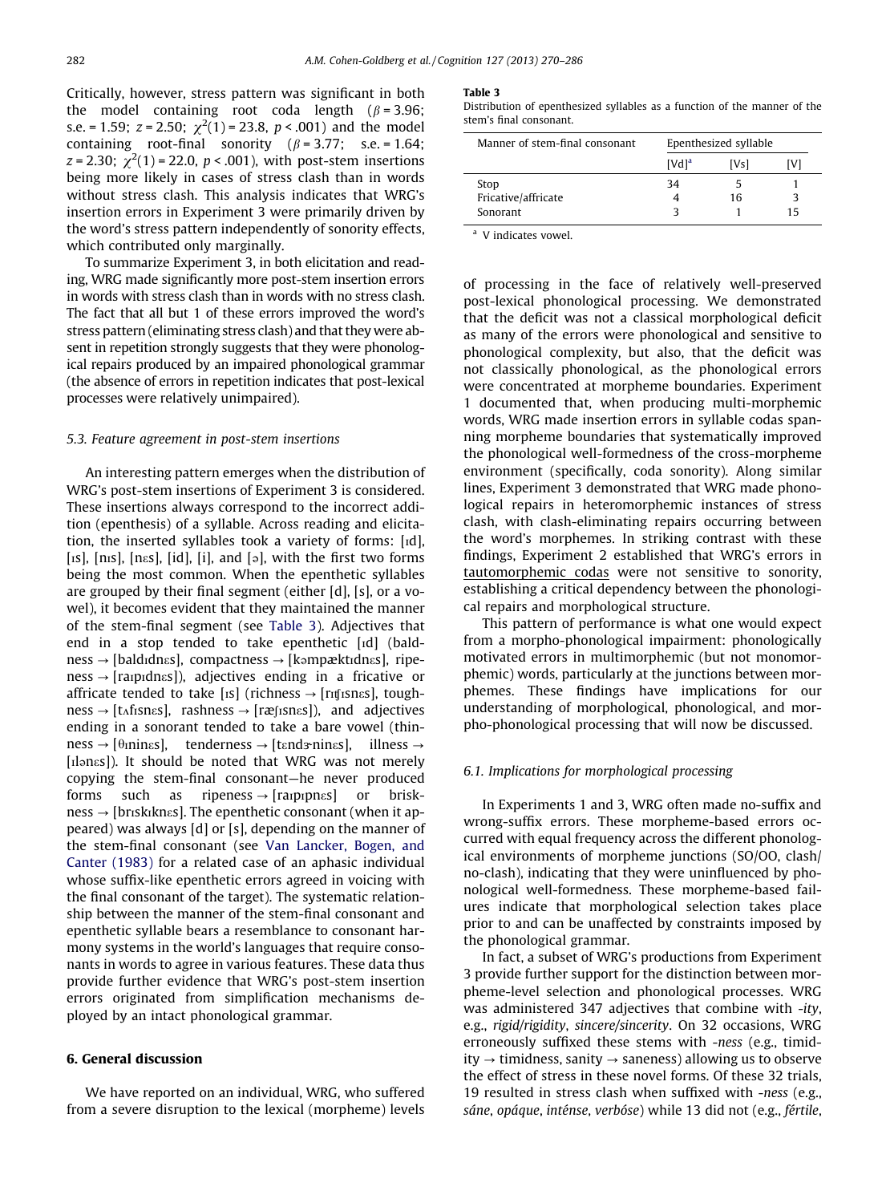Critically, however, stress pattern was significant in both the model containing root coda length ($\beta = 3.96$; s.e. = 1.59; $z = 2.50$; $\chi^2(1) = 23.8$, $p < .001$) and the model containing root-final sonority ($\beta = 3.77$; s.e. = 1.64; $z = 2.30$; $\chi^2(1) = 22.0$, $p < .001$), with post-stem insertions being more likely in cases of stress clash than in words without stress clash. This analysis indicates that WRG's insertion errors in Experiment 3 were primarily driven by the word's stress pattern independently of sonority effects, which contributed only marginally.

To summarize Experiment 3, in both elicitation and reading, WRG made significantly more post-stem insertion errors in words with stress clash than in words with no stress clash. The fact that all but 1 of these errors improved the word's stress pattern (eliminating stress clash) and that they were absent in repetition strongly suggests that they were phonological repairs produced by an impaired phonological grammar (the absence of errors in repetition indicates that post-lexical processes were relatively unimpaired).

### 5.3. Feature agreement in post-stem insertions

An interesting pattern emerges when the distribution of WRG's post-stem insertions of Experiment 3 is considered. These insertions always correspond to the incorrect addition (epenthesis) of a syllable. Across reading and elicitation, the inserted syllables took a variety of forms: [ɪd], [ɪs], [nɪs], [nɛs], [id], [i], and [ə], with the first two forms being the most common. When the epenthetic syllables are grouped by their final segment (either [d], [s], or a vowel), it becomes evident that they maintained the manner of the stem-final segment (see Table 3). Adjectives that end in a stop tended to take epenthetic [ɪd] (baldness → [baldɪdnɛs], compactness → [kəmpæktɪdnɛs], ripeness → [raɪpɪdnɛs]), adjectives ending in a fricative or affricate tended to take [ɪs] (richness → [rɪʧɪsnɛs], toughness → [tʌfɪsnɛs], rashness → [ræʃɪsnɛs]), and adjectives ending in a sonorant tended to take a bare vowel (thinness → [θɪninɛs], tenderness → [tɛndɚninɛs], illness → [ɪlənɛs]). It should be noted that WRG was not merely copying the stem-final consonant—he never produced forms such as ripeness → [raɪpɪpnɛs] or briskness → [brɪskɪknɛs]. The epenthetic consonant (when it appeared) was always [d] or [s], depending on the manner of the stem-final consonant (see Van Lancker, Bogen, and Canter (1983) for a related case of an aphasic individual whose suffix-like epenthetic errors agreed in voicing with the final consonant of the target). The systematic relationship between the manner of the stem-final consonant and epenthetic syllable bears a resemblance to consonant harmony systems in the world's languages that require consonants in words to agree in various features. These data thus provide further evidence that WRG's post-stem insertion errors originated from simplification mechanisms deployed by an intact phonological grammar.

**Table 3**
Distribution of epenthesized syllables as a function of the manner of the stem's final consonant.

| Manner of stem-final consonant | Epenthesized syllable | | |
|---|---|---|---|
| | [Vd][a] | [Vs] | [V] |
| Stop | 34 | 5 | 1 |
| Fricative/affricate | 4 | 16 | 3 |
| Sonorant | 3 | 1 | 15 |

[a] V indicates vowel.

## 6. General discussion

We have reported on an individual, WRG, who suffered from a severe disruption to the lexical (morpheme) levels of processing in the face of relatively well-preserved post-lexical phonological processing. We demonstrated that the deficit was not a classical morphological deficit as many of the errors were phonological and sensitive to phonological complexity, but also, that the deficit was not classically phonological, as the phonological errors were concentrated at morpheme boundaries. Experiment 1 documented that, when producing multi-morphemic words, WRG made insertion errors in syllable codas spanning morpheme boundaries that systematically improved the phonological well-formedness of the cross-morpheme environment (specifically, coda sonority). Along similar lines, Experiment 3 demonstrated that WRG made phonological repairs in heteromorphemic instances of stress clash, with clash-eliminating repairs occurring between the word's morphemes. In striking contrast with these findings, Experiment 2 established that WRG's errors in tautomorphemic codas were not sensitive to sonority, establishing a critical dependency between the phonological repairs and morphological structure.

This pattern of performance is what one would expect from a morpho-phonological impairment: phonologically motivated errors in multimorphemic (but not monomorphemic) words, particularly at the junctions between morphemes. These findings have implications for our understanding of morphological, phonological, and morpho-phonological processing that will now be discussed.

### 6.1. Implications for morphological processing

In Experiments 1 and 3, WRG often made no-suffix and wrong-suffix errors. These morpheme-based errors occurred with equal frequency across the different phonological environments of morpheme junctions (SO/OO, clash/no-clash), indicating that they were uninfluenced by phonological well-formedness. These morpheme-based failures indicate that morphological selection takes place prior to and can be unaffected by constraints imposed by the phonological grammar.

In fact, a subset of WRG's productions from Experiment 3 provide further support for the distinction between morpheme-level selection and phonological processes. WRG was administered 347 adjectives that combine with *-ity*, e.g., *rigid/rigidity*, *sincere/sincerity*. On 32 occasions, WRG erroneously suffixed these stems with *-ness* (e.g., timidity → timidness, sanity → saneness) allowing us to observe the effect of stress in these novel forms. Of these 32 trials, 19 resulted in stress clash when suffixed with *-ness* (e.g., *sáne*, *opáque*, *inténse*, *verbóse*) while 13 did not (e.g., *fértile*,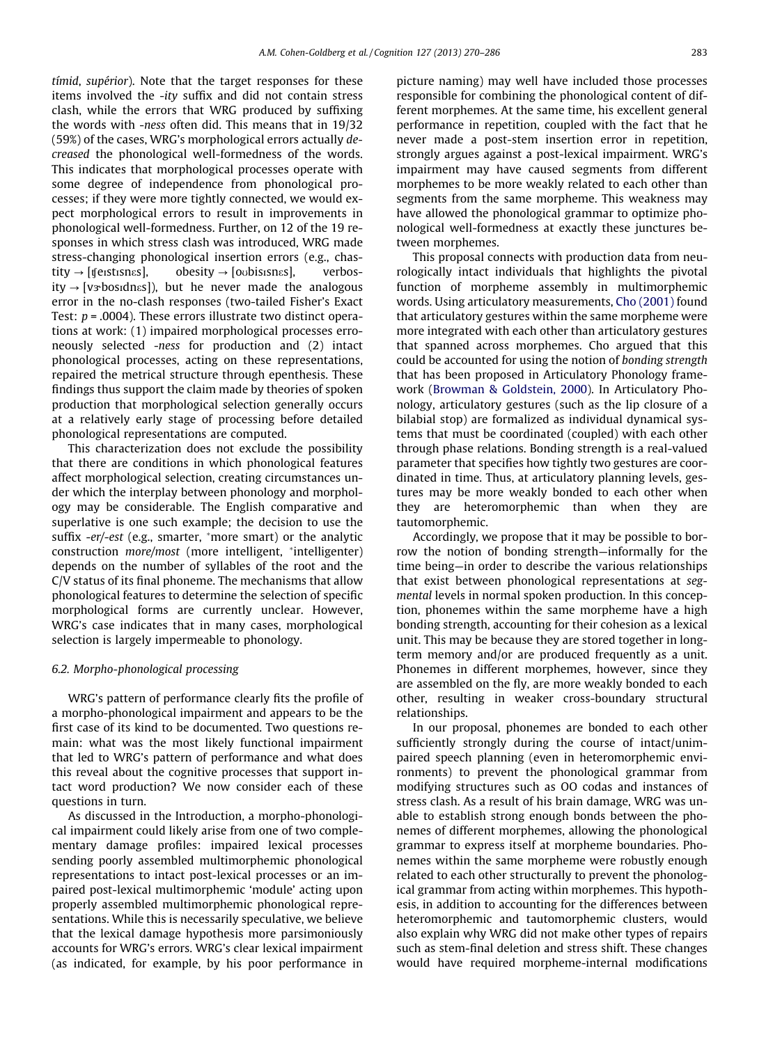*tîmid*, *supérior*). Note that the target responses for these items involved the *-ity* suffix and did not contain stress clash, while the errors that WRG produced by suffixing the words with *-ness* often did. This means that in 19/32 (59%) of the cases, WRG's morphological errors actually *decreased* the phonological well-formedness of the words. This indicates that morphological processes operate with some degree of independence from phonological processes; if they were more tightly connected, we would expect morphological errors to result in improvements in phonological well-formedness. Further, on 12 of the 19 responses in which stress clash was introduced, WRG made stress-changing phonological insertion errors (e.g., chastity → [ʧeɪstɪsnɛs], obesity → [oʊbisɪsnɛs], verbosity → [vɝbosɪdnɛs]), but he never made the analogous error in the no-clash responses (two-tailed Fisher's Exact Test: $p = .0004$). These errors illustrate two distinct operations at work: (1) impaired morphological processes erroneously selected *-ness* for production and (2) intact phonological processes, acting on these representations, repaired the metrical structure through epenthesis. These findings thus support the claim made by theories of spoken production that morphological selection generally occurs at a relatively early stage of processing before detailed phonological representations are computed.

This characterization does not exclude the possibility that there are conditions in which phonological features affect morphological selection, creating circumstances under which the interplay between phonology and morphology may be considerable. The English comparative and superlative is one such example; the decision to use the suffix *-er*/*-est* (e.g., smarter, *more smart) or the analytic construction *more*/*most* (more intelligent, *intelligenter) depends on the number of syllables of the root and the C/V status of its final phoneme. The mechanisms that allow phonological features to determine the selection of specific morphological forms are currently unclear. However, WRG's case indicates that in many cases, morphological selection is largely impermeable to phonology.

### 6.2. Morpho-phonological processing

WRG's pattern of performance clearly fits the profile of a morpho-phonological impairment and appears to be the first case of its kind to be documented. Two questions remain: what was the most likely functional impairment that led to WRG's pattern of performance and what does this reveal about the cognitive processes that support intact word production? We now consider each of these questions in turn.

As discussed in the Introduction, a morpho-phonological impairment could likely arise from one of two complementary damage profiles: impaired lexical processes sending poorly assembled multimorphemic phonological representations to intact post-lexical processes or an impaired post-lexical multimorphemic 'module' acting upon properly assembled multimorphemic phonological representations. While this is necessarily speculative, we believe that the lexical damage hypothesis more parsimoniously accounts for WRG's errors. WRG's clear lexical impairment (as indicated, for example, by his poor performance in picture naming) may well have included those processes responsible for combining the phonological content of different morphemes. At the same time, his excellent general performance in repetition, coupled with the fact that he never made a post-stem insertion error in repetition, strongly argues against a post-lexical impairment. WRG's impairment may have caused segments from different morphemes to be more weakly related to each other than segments from the same morpheme. This weakness may have allowed the phonological grammar to optimize phonological well-formedness at exactly these junctures between morphemes.

This proposal connects with production data from neurologically intact individuals that highlights the pivotal function of morpheme assembly in multimorphemic words. Using articulatory measurements, Cho (2001) found that articulatory gestures within the same morpheme were more integrated with each other than articulatory gestures that spanned across morphemes. Cho argued that this could be accounted for using the notion of *bonding strength* that has been proposed in Articulatory Phonology framework (Browman & Goldstein, 2000). In Articulatory Phonology, articulatory gestures (such as the lip closure of a bilabial stop) are formalized as individual dynamical systems that must be coordinated (coupled) with each other through phase relations. Bonding strength is a real-valued parameter that specifies how tightly two gestures are coordinated in time. Thus, at articulatory planning levels, gestures may be more weakly bonded to each other when they are heteromorphemic than when they are tautomorphemic.

Accordingly, we propose that it may be possible to borrow the notion of bonding strength—informally for the time being—in order to describe the various relationships that exist between phonological representations at *segmental* levels in normal spoken production. In this conception, phonemes within the same morpheme have a high bonding strength, accounting for their cohesion as a lexical unit. This may be because they are stored together in long-term memory and/or are produced frequently as a unit. Phonemes in different morphemes, however, since they are assembled on the fly, are more weakly bonded to each other, resulting in weaker cross-boundary structural relationships.

In our proposal, phonemes are bonded to each other sufficiently strongly during the course of intact/unimpaired speech planning (even in heteromorphemic environments) to prevent the phonological grammar from modifying structures such as OO codas and instances of stress clash. As a result of his brain damage, WRG was unable to establish strong enough bonds between the phonemes of different morphemes, allowing the phonological grammar to express itself at morpheme boundaries. Phonemes within the same morpheme were robustly enough related to each other structurally to prevent the phonological grammar from acting within morphemes. This hypothesis, in addition to accounting for the differences between heteromorphemic and tautomorphemic clusters, would also explain why WRG did not make other types of repairs such as stem-final deletion and stress shift. These changes would have required morpheme-internal modifications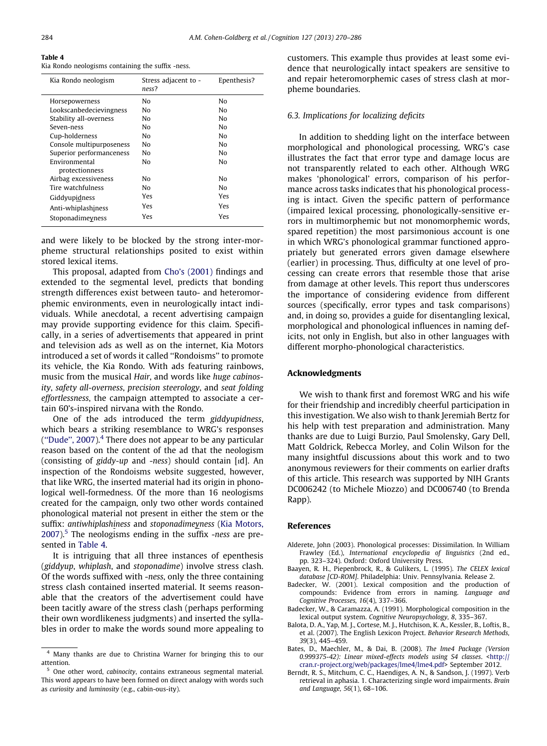**Table 4**
Kia Rondo neologisms containing the suffix -ness.

| Kia Rondo neologism | Stress adjacent to -ness? | Epenthesis? |
|---|---|---|
| Horsepowerness | No | No |
| Lookscanbedecievingness | No | No |
| Stability all-overness | No | No |
| Seven-ness | No | No |
| Cup-holderness | No | No |
| Console multipurposeness | No | No |
| Superior performanceness | No | No |
| Environmental protectionness | No | No |
| Airbag excessiveness | No | No |
| Tire watchfulness | No | No |
| Giddyupi<u>d</u>ness | Yes | Yes |
| Anti-whiplashi<u>n</u>ess | Yes | Yes |
| Stoponadime<u>y</u>ness | Yes | Yes |

and were likely to be blocked by the strong inter-morpheme structural relationships posited to exist within stored lexical items.

This proposal, adapted from Cho's (2001) findings and extended to the segmental level, predicts that bonding strength differences exist between tauto- and heteromorphemic environments, even in neurologically intact individuals. While anecdotal, a recent advertising campaign may provide supporting evidence for this claim. Specifically, in a series of advertisements that appeared in print and television ads as well as on the internet, Kia Motors introduced a set of words it called ''Rondoisms'' to promote its vehicle, the Kia Rondo. With ads featuring rainbows, music from the musical *Hair*, and words like *huge cabinosity*, *safety all-overness*, *precision steerology*, and *seat folding effortlessness*, the campaign attempted to associate a certain 60's-inspired nirvana with the Rondo.

One of the ads introduced the term *giddyupidness*, which bears a striking resemblance to WRG's responses (''Dude'', 2007).[4] There does not appear to be any particular reason based on the content of the ad that the neologism (consisting of *giddy-up* and *-ness*) should contain [ɪd]. An inspection of the Rondoisms website suggested, however, that like WRG, the inserted material had its origin in phonological well-formedness. Of the more than 16 neologisms created for the campaign, only two other words contained phonological material not present in either the stem or the suffix: *antiwhiplashi̲ness* and *stoponadimey̲ness* (Kia Motors, 2007).[5] The neologisms ending in the suffix *-ness* are presented in Table 4.

It is intriguing that all three instances of epenthesis (*giddyup*, *whiplash*, and *stoponadime*) involve stress clash. Of the words suffixed with *-ness*, only the three containing stress clash contained inserted material. It seems reasonable that the creators of the advertisement could have been tacitly aware of the stress clash (perhaps performing their own wordlikeness judgments) and inserted the syllables in order to make the words sound more appealing to customers. This example thus provides at least some evidence that neurologically intact speakers are sensitive to and repair heteromorphemic cases of stress clash at morpheme boundaries.

### 6.3. Implications for localizing deficits

In addition to shedding light on the interface between morphological and phonological processing, WRG's case illustrates the fact that error type and damage locus are not transparently related to each other. Although WRG makes 'phonological' errors, comparison of his performance across tasks indicates that his phonological processing is intact. Given the specific pattern of performance (impaired lexical processing, phonologically-sensitive errors in multimorphemic but not monomorphemic words, spared repetition) the most parsimonious account is one in which WRG's phonological grammar functioned appropriately but generated errors given damage elsewhere (earlier) in processing. Thus, difficulty at one level of processing can create errors that resemble those that arise from damage at other levels. This report thus underscores the importance of considering evidence from different sources (specifically, error types and task comparisons) and, in doing so, provides a guide for disentangling lexical, morphological and phonological influences in naming deficits, not only in English, but also in other languages with different morpho-phonological characteristics.

## Acknowledgments

We wish to thank first and foremost WRG and his wife for their friendship and incredibly cheerful participation in this investigation. We also wish to thank Jeremiah Bertz for his help with test preparation and administration. Many thanks are due to Luigi Burzio, Paul Smolensky, Gary Dell, Matt Goldrick, Rebecca Morley, and Colin Wilson for the many insightful discussions about this work and to two anonymous reviewers for their comments on earlier drafts of this article. This research was supported by NIH Grants DC006242 (to Michele Miozzo) and DC006740 (to Brenda Rapp).

## References

Alderete, John (2003). Phonological processes: Dissimilation. In William Frawley (Ed.), *International encyclopedia of linguistics* (2nd ed., pp. 323–324). Oxford: Oxford University Press.

Baayen, R. H., Piepenbrock, R., & Gulikers, L. (1995). *The CELEX lexical database [CD-ROM]*. Philadelphia: Univ. Pennsylvania. Release 2.

Badecker, W. (2001). Lexical composition and the production of compounds: Evidence from errors in naming. *Language and Cognitive Processes, 16*(4), 337–366.

Badecker, W., & Caramazza, A. (1991). Morphological composition in the lexical output system. *Cognitive Neuropsychology, 8*, 335–367.

Balota, D. A., Yap, M. J., Cortese, M. J., Hutchison, K. A., Kessler, B., Loftis, B., et al. (2007). The English Lexicon Project. *Behavior Research Methods, 39*(3), 445–459.

Bates, D., Maechler, M., & Dai, B. (2008). *The lme4 Package (Version 0.999375-42): Linear mixed-effects models using S4 classes*. <http://cran.r-project.org/web/packages/lme4/lme4.pdf> September 2012.

Berndt, R. S., Mitchum, C. C., Haendiges, A. N., & Sandson, J. (1997). Verb retrieval in aphasia. 1. Characterizing single word impairments. *Brain and Language, 56*(1), 68–106.

---

[4] Many thanks are due to Christina Warner for bringing this to our attention.

[5] One other word, *cabinocity*, contains extraneous segmental material. This word appears to have been formed on direct analogy with words such as *curiosity* and *luminosity* (e.g., cabin-ous-ity).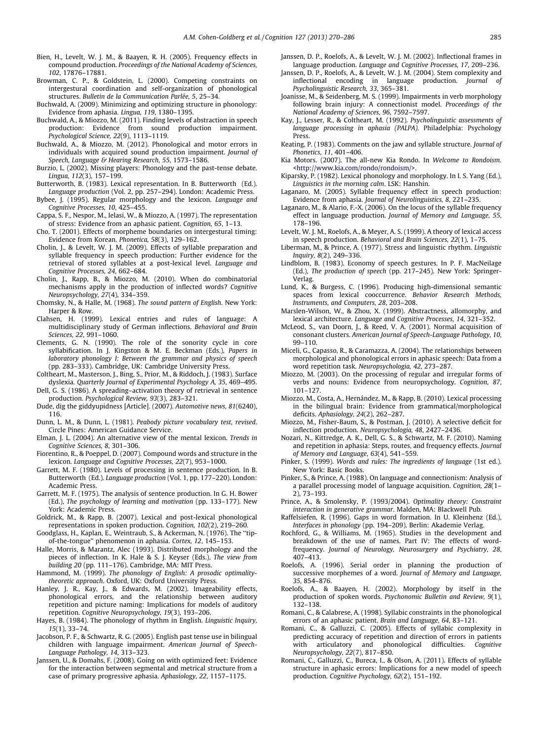Bien, H., Levelt, W. J. M., & Baayen, R. H. (2005). Frequency effects in compound production. *Proceedings of the National Academy of Sciences, 102*, 17876–17881.

Browman, C. P., & Goldstein, L. (2000). Competing constraints on intergestural coordination and self-organization of phonological structures. *Bulletin de la Communication Parlée, 5*, 25–34.

Buchwald, A. (2009). Minimizing and optimizing structure in phonology: Evidence from aphasia. *Lingua, 119*, 1380–1395.

Buchwald, A., & Miozzo, M. (2011). Finding levels of abstraction in speech production: Evidence from sound production impairment. *Psychological Science, 22*(9), 1113–1119.

Buchwald, A., & Miozzo, M. (2012). Phonological and motor errors in individuals with acquired sound production impairment. *Journal of Speech, Language & Hearing Research, 55*, 1573–1586.

Burzio, L. (2002). Missing players: Phonology and the past-tense debate. *Lingua, 112*(3), 157–199.

Butterworth, B. (1983). Lexical representation. In B. Butterworth (Ed.). *Language production* (Vol. 2, pp. 257–294). London: Academic Press.

Bybee, J. (1995). Regular morphology and the lexicon. *Language and Cognitive Processes, 10*, 425–455.

Cappa, S. F., Nespor, M., Ielasi, W., & Miozzo, A. (1997). The representation of stress: Evidence from an aphasic patient. *Cognition, 65*, 1–13.

Cho, T. (2001). Effects of morpheme boundaries on intergestural timing: Evidence from Korean. *Phonetica, 58*(3), 129–162.

Cholin, J., & Levelt, W. J. M. (2009). Effects of syllable preparation and syllable frequency in speech production: Further evidence for the retrieval of stored syllables at a post-lexical level. *Language and Cognitive Processes, 24*, 662–684.

Cholin, J., Rapp, B., & Miozzo, M. (2010). When do combinatorial mechanisms apply in the production of inflected words? *Cognitive Neuropsychology, 27*(4), 334–359.

Chomsky, N., & Halle, M. (1968). *The sound pattern of English*. New York: Harper & Row.

Clahsen, H. (1999). Lexical entries and rules of language: A multidisciplinary study of German inflections. *Behavioral and Brain Sciences, 22*, 991–1060.

Clements, G. N. (1990). The role of the sonority cycle in core syllabification. In J. Kingston & M. E. Beckman (Eds.), *Papers in laboratory phonology I: Between the grammar and physics of speech* (pp. 283–333). Cambridge, UK: Cambridge University Press.

Coltheart, M., Masterson, J., Bing, S., Prior, M., & Riddoch, J. (1983). Surface dyslexia. *Quarterly Journal of Experimental Psychology A, 35*, 469–495.

Dell, G. S. (1986). A spreading–activation theory of retrieval in sentence production. *Psychological Review, 93*(3), 283–321.

Dude, dig the giddyupidness [Article]. (2007). *Automotive news, 81*(6240), 116.

Dunn, L. M., & Dunn, L. (1981). *Peabody picture vocabulary test, revised*. Circle Pines: American Guidance Service.

Elman, J. L. (2004). An alternative view of the mental lexicon. *Trends in Cognitive Sciences, 8*, 301–306.

Fiorentino, R., & Poeppel, D. (2007). Compound words and structure in the lexicon. *Language and Cognitive Processes, 22*(7), 953–1000.

Garrett, M. F. (1980). Levels of processing in sentence production. In B. Butterworth (Ed.). *Language production* (Vol. 1, pp. 177–220). London: Academic Press.

Garrett, M. F. (1975). The analysis of sentence production. In G. H. Bower (Ed.), *The psychology of learning and motivation* (pp. 133–177). New York: Academic Press.

Goldrick, M., & Rapp, B. (2007). Lexical and post-lexical phonological representations in spoken production. *Cognition, 102*(2), 219–260.

Goodglass, H., Kaplan, E., Weintraub, S., & Ackerman, N. (1976). The "tip-of-the-tongue" phenomenon in aphasia. *Cortex, 12*, 145–153.

Halle, Morris, & Marantz, Alec (1993). Distributed morphology and the pieces of inflection. In K. Hale & S. J. Keyser (Eds.), *The view from building 20* (pp. 111–176). Cambridge, MA: MIT Press.

Hammond, M. (1999). *The phonology of English: A prosodic optimality-theoretic approach*. Oxford, UK: Oxford University Press.

Hanley, J. R., Kay, J., & Edwards, M. (2002). Imageability effects, phonological errors, and the relationship between auditory repetition and picture naming: Implications for models of auditory repetition. *Cognitive Neuropsychology, 19*(3), 193–206.

Hayes, B. (1984). The phonology of rhythm in English. *Linguistic Inquiry, 15*(1), 33–74.

Jacobson, P. F., & Schwartz, R. G. (2005). English past tense use in bilingual children with language impairment. *American Journal of Speech-Language Pathology, 14*, 313–323.

Janssen, U., & Domahs, F. (2008). Going on with optimized feet: Evidence for the interaction between segmental and metrical structure from a case of primary progressive aphasia. *Aphasiology, 22*, 1157–1175.

Janssen, D. P., Roelofs, A., & Levelt, W. J. M. (2002). Inflectional frames in language production. *Language and Cognitive Processes, 17*, 209–236.

Janssen, D. P., Roelofs, A., & Levelt, W. J. M. (2004). Stem complexity and inflectional encoding in language production. *Journal of Psycholinguistic Research, 33*, 365–381.

Joanisse, M., & Seidenberg, M. S. (1999). Impairments in verb morphology following brain injury: A connectionist model. *Proceedings of the National Academy of Sciences, 96*, 7592–7597.

Kay, J., Lesser, R., & Coltheart, M. (1992). *Psycholinguistic assessments of language processing in aphasia (PALPA)*. Philadelphia: Psychology Press.

Keating, P. (1983). Comments on the jaw and syllable structure. *Journal of Phonetics, 11*, 401–406.

Kia Motors. (2007). The all-new Kia Rondo. In *Welcome to Rondoism*. <http://www.kia.com/rondo/rondoism/>.

Kiparsky, P. (1982). Lexical phonology and morphology. In I. S. Yang (Ed.), *Linguistics in the morning calm*. LSK: Hanshin.

Laganaro, M. (2005). Syllable frequency effect in speech production: Evidence from aphasia. *Journal of Neurolinguistics, 8*, 221–235.

Laganaro, M., & Alario, F.-X. (2006). On the locus of the syllable frequency effect in language production. *Journal of Memory and Language, 55*, 178–196.

Levelt, W. J. M., Roelofs, A., & Meyer, A. S. (1999). A theory of lexical access in speech production. *Behavioral and Brain Sciences, 22*(1), 1–75.

Liberman, M., & Prince, A. (1977). Stress and linguistic rhythm. *Linguistic Inquiry, 8*(2), 249–336.

Lindblom, B. (1983). Economy of speech gestures. In P. F. MacNeilage (Ed.), *The production of speech* (pp. 217–245). New York: Springer-Verlag.

Lund, K., & Burgess, C. (1996). Producing high-dimensional semantic spaces from lexical cooccurrence. *Behavior Research Methods, Instruments, and Computers, 28*, 203–208.

Marslen-Wilson, W., & Zhou, X. (1999). Abstractness, allomorphy, and lexical architecture. *Language and Cognitive Processes, 14*, 321–352.

McLeod, S., van Doorn, J., & Reed, V. A. (2001). Normal acquisition of consonant clusters. *American Journal of Speech-Language Pathology, 10*, 99–110.

Miceli, G., Capasso, R., & Caramazza, A. (2004). The relationships between morphological and phonological errors in aphasic speech: Data from a word repetition task. *Neuropsychologia, 42*, 273–287.

Miozzo, M. (2003). On the processing of regular and irregular forms of verbs and nouns: Evidence from neuropsychology. *Cognition, 87*, 101–127.

Miozzo, M., Costa, A., Hernández, M., & Rapp, B. (2010). Lexical processing in the bilingual brain: Evidence from grammatical/morphological deficits. *Aphasiology, 24*(2), 262–287.

Miozzo, M., Fisher-Baum, S., & Postman, J. (2010). A selective deficit for inflection production. *Neuropsychologia, 48*, 2427–2436.

Nozari, N., Kittredge, A. K., Dell, G. S., & Schwartz, M. F. (2010). Naming and repetition in aphasia: Steps, routes, and frequency effects. *Journal of Memory and Language, 63*(4), 541–559.

Pinker, S. (1999). *Words and rules: The ingredients of language* (1st ed.). New York: Basic Books.

Pinker, S., & Prince, A. (1988). On language and connectionism: Analysis of a parallel processing model of language acquisition. *Cognition, 28*(1–2), 73–193.

Prince, A., & Smolensky, P. (1993/2004). *Optimality theory: Constraint interaction in generative grammar*. Malden, MA: Blackwell Pub.

Raffelsiefen, R. (1996). Gaps in word formation. In U. Kleinhenz (Ed.), *Interfaces in phonology* (pp. 194–209). Berlin: Akademie Verlag.

Rochford, G., & Williams, M. (1965). Studies in the development and breakdown of the use of names. Part IV: The effects of word-frequency. *Journal of Neurology, Neurosurgery and Psychiatry, 28*, 407–413.

Roelofs, A. (1996). Serial order in planning the production of successive morphemes of a word. *Journal of Memory and Language, 35*, 854–876.

Roelofs, A., & Baayen, H. (2002). Morphology by itself in the production of spoken words. *Psychonomic Bulletin and Review, 9*(1), 132–138.

Romani, C., & Calabrese, A. (1998). Syllabic constraints in the phonological errors of an aphasic patient. *Brain and Language, 64*, 83–121.

Romani, C., & Galluzzi, C. (2005). Effects of syllabic complexity in predicting accuracy of repetition and direction of errors in patients with articulatory and phonological difficulties. *Cognitive Neuropsychology, 22*(7), 817–850.

Romani, C., Galluzzi, C., Bureca, I., & Olson, A. (2011). Effects of syllable structure in aphasic errors: Implications for a new model of speech production. *Cognitive Psychology, 62*(2), 151–192.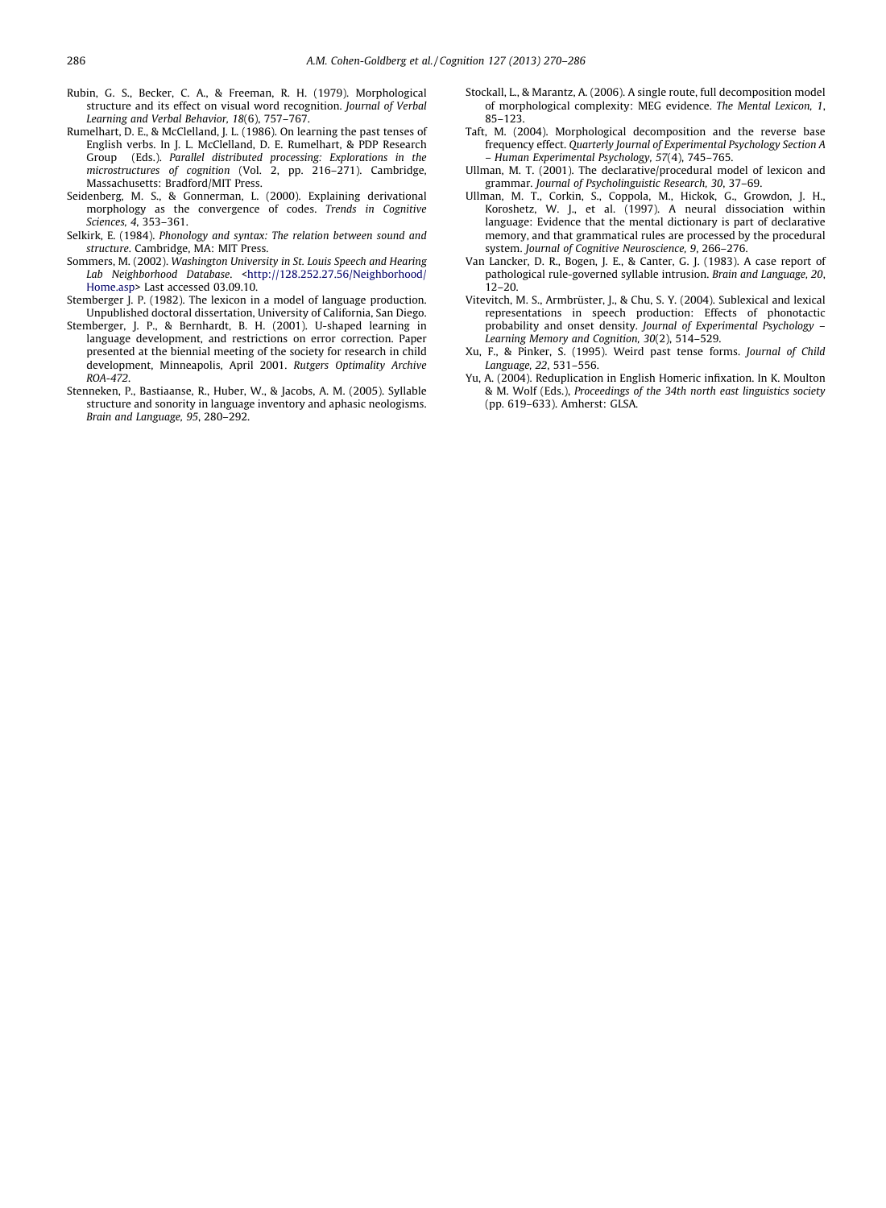Rubin, G. S., Becker, C. A., & Freeman, R. H. (1979). Morphological structure and its effect on visual word recognition. *Journal of Verbal Learning and Verbal Behavior, 18*(6), 757–767.

Rumelhart, D. E., & McClelland, J. L. (1986). On learning the past tenses of English verbs. In J. L. McClelland, D. E. Rumelhart, & PDP Research Group (Eds.). *Parallel distributed processing: Explorations in the microstructures of cognition* (Vol. 2, pp. 216–271). Cambridge, Massachusetts: Bradford/MIT Press.

Seidenberg, M. S., & Gonnerman, L. (2000). Explaining derivational morphology as the convergence of codes. *Trends in Cognitive Sciences, 4*, 353–361.

Selkirk, E. (1984). *Phonology and syntax: The relation between sound and structure*. Cambridge, MA: MIT Press.

Sommers, M. (2002). *Washington University in St. Louis Speech and Hearing Lab Neighborhood Database*. <http://128.252.27.56/Neighborhood/Home.asp> Last accessed 03.09.10.

Stemberger J. P. (1982). The lexicon in a model of language production. Unpublished doctoral dissertation, University of California, San Diego.

Stemberger, J. P., & Bernhardt, B. H. (2001). U-shaped learning in language development, and restrictions on error correction. Paper presented at the biennial meeting of the society for research in child development, Minneapolis, April 2001. *Rutgers Optimality Archive ROA-472*.

Stenneken, P., Bastiaanse, R., Huber, W., & Jacobs, A. M. (2005). Syllable structure and sonority in language inventory and aphasic neologisms. *Brain and Language, 95*, 280–292.

Stockall, L., & Marantz, A. (2006). A single route, full decomposition model of morphological complexity: MEG evidence. *The Mental Lexicon, 1*, 85–123.

Taft, M. (2004). Morphological decomposition and the reverse base frequency effect. *Quarterly Journal of Experimental Psychology Section A – Human Experimental Psychology, 57*(4), 745–765.

Ullman, M. T. (2001). The declarative/procedural model of lexicon and grammar. *Journal of Psycholinguistic Research, 30*, 37–69.

Ullman, M. T., Corkin, S., Coppola, M., Hickok, G., Growdon, J. H., Koroshetz, W. J., et al. (1997). A neural dissociation within language: Evidence that the mental dictionary is part of declarative memory, and that grammatical rules are processed by the procedural system. *Journal of Cognitive Neuroscience, 9*, 266–276.

Van Lancker, D. R., Bogen, J. E., & Canter, G. J. (1983). A case report of pathological rule-governed syllable intrusion. *Brain and Language, 20*, 12–20.

Vitevitch, M. S., Armbrüster, J., & Chu, S. Y. (2004). Sublexical and lexical representations in speech production: Effects of phonotactic probability and onset density. *Journal of Experimental Psychology – Learning Memory and Cognition, 30*(2), 514–529.

Xu, F., & Pinker, S. (1995). Weird past tense forms. *Journal of Child Language, 22*, 531–556.

Yu, A. (2004). Reduplication in English Homeric infixation. In K. Moulton & M. Wolf (Eds.), *Proceedings of the 34th north east linguistics society* (pp. 619–633). Amherst: GLSA.